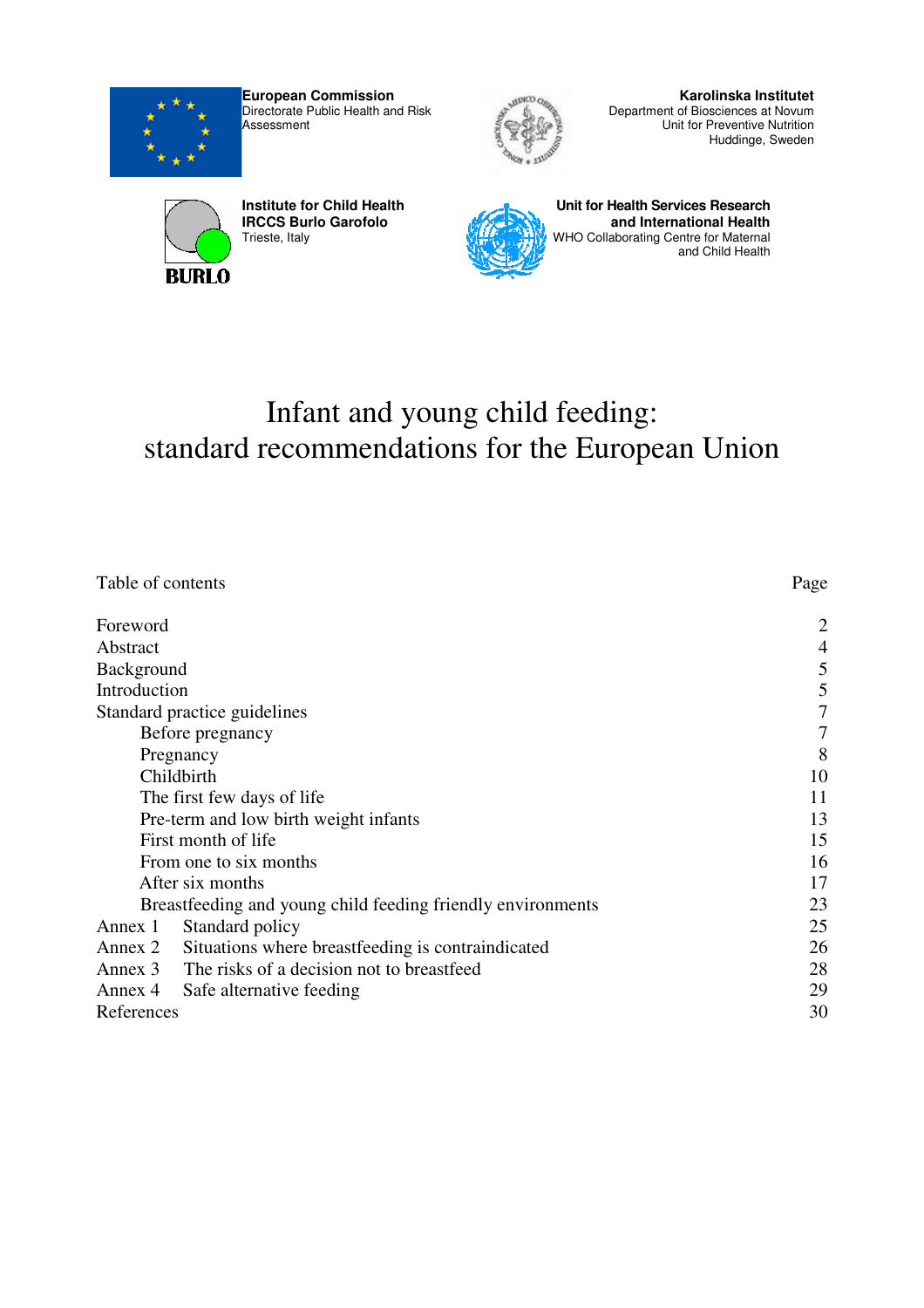**European Commission**
Directorate Public Health and Risk Assessment

**Karolinska Institutet**
Department of Biosciences at Novum
Unit for Preventive Nutrition
Huddinge, Sweden

**Institute for Child Health**
**IRCCS Burlo Garofolo**
Trieste, Italy

**BURLO**

**Unit for Health Services Research and International Health**
WHO Collaborating Centre for Maternal and Child Health

# Infant and young child feeding: standard recommendations for the European Union

| Table of contents | Page |
|---|---|
| Foreword | 2 |
| Abstract | 4 |
| Background | 5 |
| Introduction | 5 |
| Standard practice guidelines | 7 |
| Before pregnancy | 7 |
| Pregnancy | 8 |
| Childbirth | 10 |
| The first few days of life | 11 |
| Pre-term and low birth weight infants | 13 |
| First month of life | 15 |
| From one to six months | 16 |
| After six months | 17 |
| Breastfeeding and young child feeding friendly environments | 23 |
| Annex 1 Standard policy | 25 |
| Annex 2 Situations where breastfeeding is contraindicated | 26 |
| Annex 3 The risks of a decision not to breastfeed | 28 |
| Annex 4 Safe alternative feeding | 29 |
| References | 30 |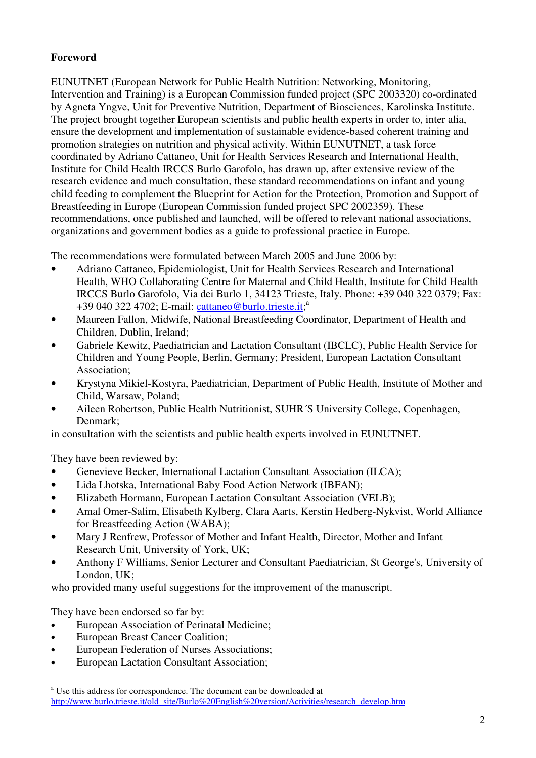**Foreword**

EUNUTNET (European Network for Public Health Nutrition: Networking, Monitoring, Intervention and Training) is a European Commission funded project (SPC 2003320) co-ordinated by Agneta Yngve, Unit for Preventive Nutrition, Department of Biosciences, Karolinska Institute. The project brought together European scientists and public health experts in order to, inter alia, ensure the development and implementation of sustainable evidence-based coherent training and promotion strategies on nutrition and physical activity. Within EUNUTNET, a task force coordinated by Adriano Cattaneo, Unit for Health Services Research and International Health, Institute for Child Health IRCCS Burlo Garofolo, has drawn up, after extensive review of the research evidence and much consultation, these standard recommendations on infant and young child feeding to complement the Blueprint for Action for the Protection, Promotion and Support of Breastfeeding in Europe (European Commission funded project SPC 2002359). These recommendations, once published and launched, will be offered to relevant national associations, organizations and government bodies as a guide to professional practice in Europe.

The recommendations were formulated between March 2005 and June 2006 by:

- Adriano Cattaneo, Epidemiologist, Unit for Health Services Research and International Health, WHO Collaborating Centre for Maternal and Child Health, Institute for Child Health IRCCS Burlo Garofolo, Via dei Burlo 1, 34123 Trieste, Italy. Phone: +39 040 322 0379; Fax: +39 040 322 4702; E-mail: cattaneo@burlo.trieste.it;[a]
- Maureen Fallon, Midwife, National Breastfeeding Coordinator, Department of Health and Children, Dublin, Ireland;
- Gabriele Kewitz, Paediatrician and Lactation Consultant (IBCLC), Public Health Service for Children and Young People, Berlin, Germany; President, European Lactation Consultant Association;
- Krystyna Mikiel-Kostyra, Paediatrician, Department of Public Health, Institute of Mother and Child, Warsaw, Poland;
- Aileen Robertson, Public Health Nutritionist, SUHR´S University College, Copenhagen, Denmark;

in consultation with the scientists and public health experts involved in EUNUTNET.

They have been reviewed by:

- Genevieve Becker, International Lactation Consultant Association (ILCA);
- Lida Lhotska, International Baby Food Action Network (IBFAN);
- Elizabeth Hormann, European Lactation Consultant Association (VELB);
- Amal Omer-Salim, Elisabeth Kylberg, Clara Aarts, Kerstin Hedberg-Nykvist, World Alliance for Breastfeeding Action (WABA);
- Mary J Renfrew, Professor of Mother and Infant Health, Director, Mother and Infant Research Unit, University of York, UK;
- Anthony F Williams, Senior Lecturer and Consultant Paediatrician, St George's, University of London, UK;

who provided many useful suggestions for the improvement of the manuscript.

They have been endorsed so far by:

- European Association of Perinatal Medicine;
- European Breast Cancer Coalition;
- European Federation of Nurses Associations;
- European Lactation Consultant Association;

---

[a] Use this address for correspondence. The document can be downloaded at http://www.burlo.trieste.it/old_site/Burlo%20English%20version/Activities/research_develop.htm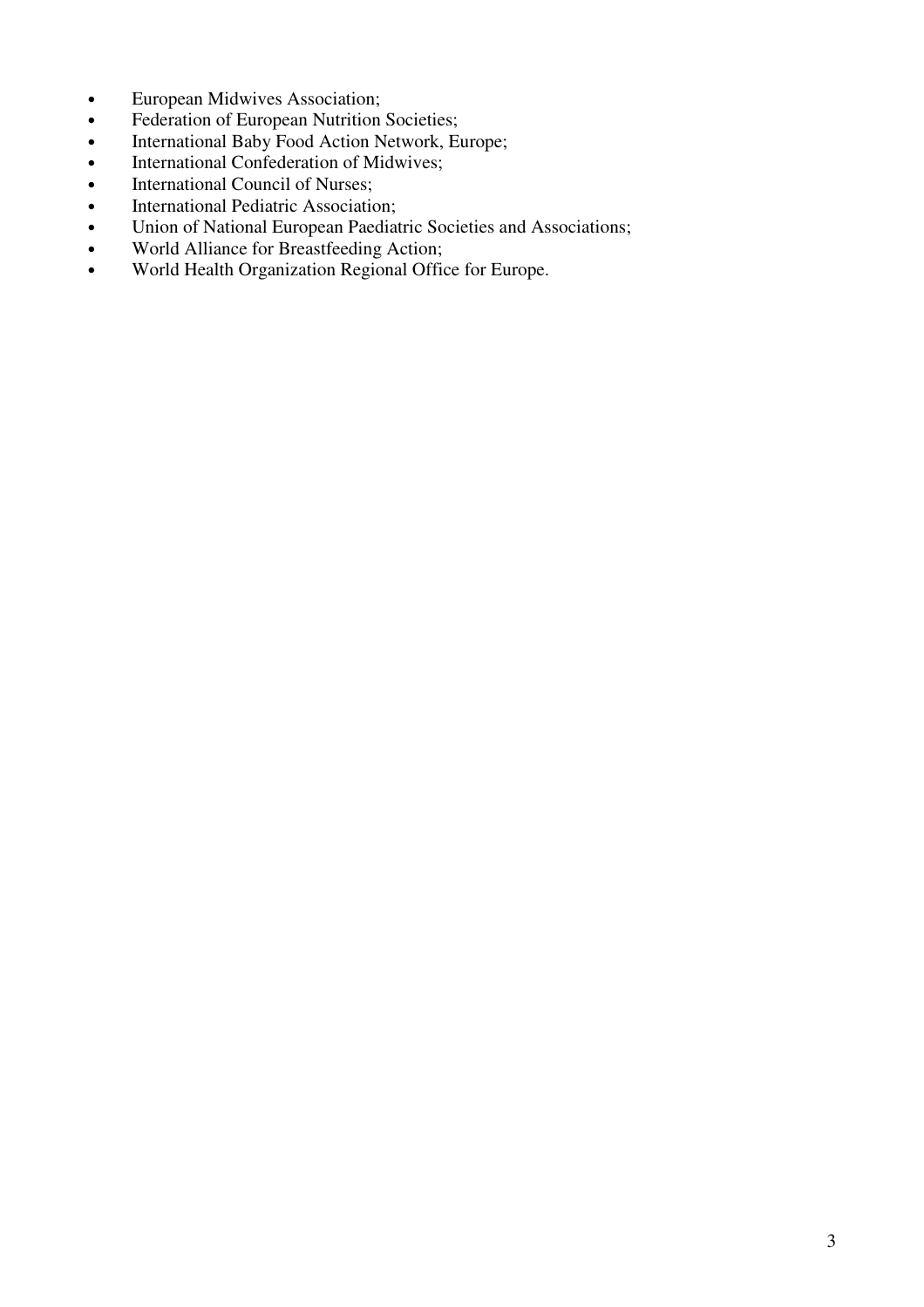- European Midwives Association;
- Federation of European Nutrition Societies;
- International Baby Food Action Network, Europe;
- International Confederation of Midwives;
- International Council of Nurses;
- International Pediatric Association;
- Union of National European Paediatric Societies and Associations;
- World Alliance for Breastfeeding Action;
- World Health Organization Regional Office for Europe.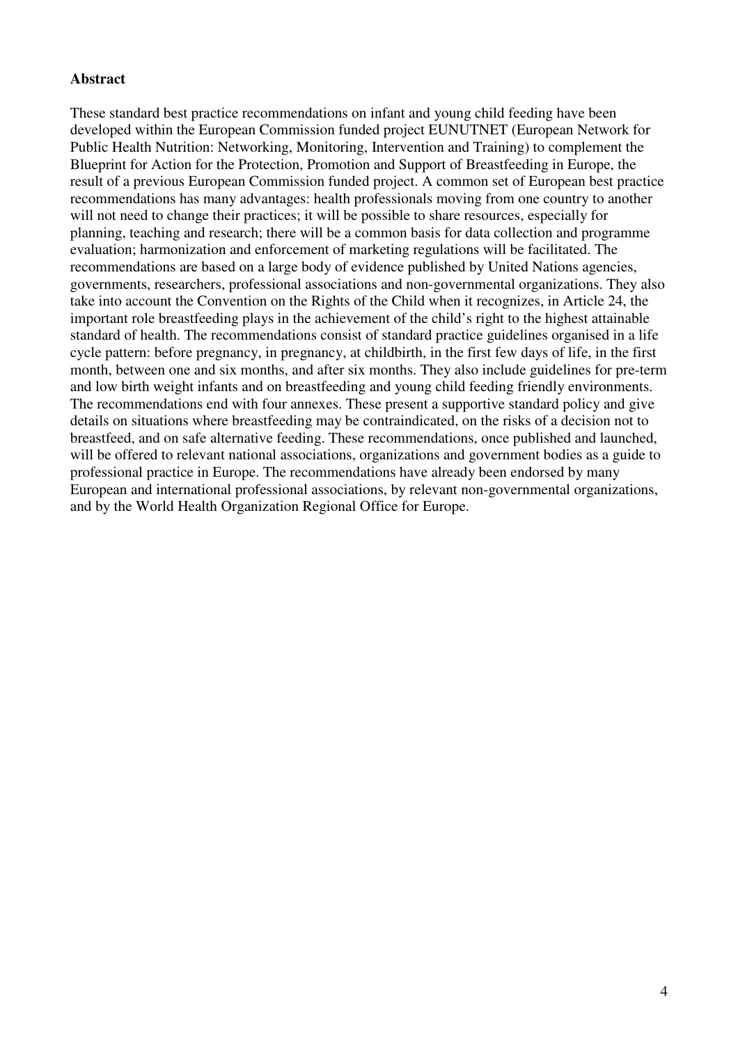**Abstract**

These standard best practice recommendations on infant and young child feeding have been developed within the European Commission funded project EUNUTNET (European Network for Public Health Nutrition: Networking, Monitoring, Intervention and Training) to complement the Blueprint for Action for the Protection, Promotion and Support of Breastfeeding in Europe, the result of a previous European Commission funded project. A common set of European best practice recommendations has many advantages: health professionals moving from one country to another will not need to change their practices; it will be possible to share resources, especially for planning, teaching and research; there will be a common basis for data collection and programme evaluation; harmonization and enforcement of marketing regulations will be facilitated. The recommendations are based on a large body of evidence published by United Nations agencies, governments, researchers, professional associations and non-governmental organizations. They also take into account the Convention on the Rights of the Child when it recognizes, in Article 24, the important role breastfeeding plays in the achievement of the child's right to the highest attainable standard of health. The recommendations consist of standard practice guidelines organised in a life cycle pattern: before pregnancy, in pregnancy, at childbirth, in the first few days of life, in the first month, between one and six months, and after six months. They also include guidelines for pre-term and low birth weight infants and on breastfeeding and young child feeding friendly environments. The recommendations end with four annexes. These present a supportive standard policy and give details on situations where breastfeeding may be contraindicated, on the risks of a decision not to breastfeed, and on safe alternative feeding. These recommendations, once published and launched, will be offered to relevant national associations, organizations and government bodies as a guide to professional practice in Europe. The recommendations have already been endorsed by many European and international professional associations, by relevant non-governmental organizations, and by the World Health Organization Regional Office for Europe.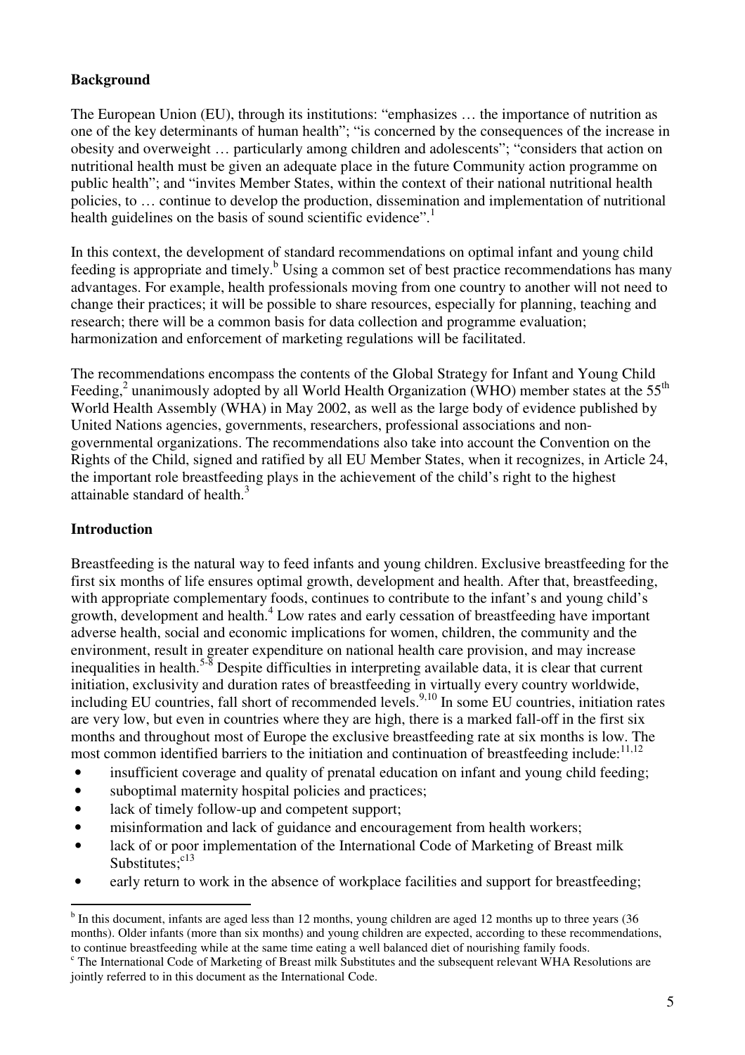## Background

The European Union (EU), through its institutions: "emphasizes … the importance of nutrition as one of the key determinants of human health"; "is concerned by the consequences of the increase in obesity and overweight … particularly among children and adolescents"; "considers that action on nutritional health must be given an adequate place in the future Community action programme on public health"; and "invites Member States, within the context of their national nutritional health policies, to … continue to develop the production, dissemination and implementation of nutritional health guidelines on the basis of sound scientific evidence".[1]

In this context, the development of standard recommendations on optimal infant and young child feeding is appropriate and timely.[b] Using a common set of best practice recommendations has many advantages. For example, health professionals moving from one country to another will not need to change their practices; it will be possible to share resources, especially for planning, teaching and research; there will be a common basis for data collection and programme evaluation; harmonization and enforcement of marketing regulations will be facilitated.

The recommendations encompass the contents of the Global Strategy for Infant and Young Child Feeding,[2] unanimously adopted by all World Health Organization (WHO) member states at the 55th World Health Assembly (WHA) in May 2002, as well as the large body of evidence published by United Nations agencies, governments, researchers, professional associations and non-governmental organizations. The recommendations also take into account the Convention on the Rights of the Child, signed and ratified by all EU Member States, when it recognizes, in Article 24, the important role breastfeeding plays in the achievement of the child's right to the highest attainable standard of health.[3]

## Introduction

Breastfeeding is the natural way to feed infants and young children. Exclusive breastfeeding for the first six months of life ensures optimal growth, development and health. After that, breastfeeding, with appropriate complementary foods, continues to contribute to the infant's and young child's growth, development and health.[4] Low rates and early cessation of breastfeeding have important adverse health, social and economic implications for women, children, the community and the environment, result in greater expenditure on national health care provision, and may increase inequalities in health.[5-8] Despite difficulties in interpreting available data, it is clear that current initiation, exclusivity and duration rates of breastfeeding in virtually every country worldwide, including EU countries, fall short of recommended levels.[9,10] In some EU countries, initiation rates are very low, but even in countries where they are high, there is a marked fall-off in the first six months and throughout most of Europe the exclusive breastfeeding rate at six months is low. The most common identified barriers to the initiation and continuation of breastfeeding include:[11,12]

- insufficient coverage and quality of prenatal education on infant and young child feeding;
- suboptimal maternity hospital policies and practices;
- lack of timely follow-up and competent support;
- misinformation and lack of guidance and encouragement from health workers;
- lack of or poor implementation of the International Code of Marketing of Breast milk Substitutes;[c13]
- early return to work in the absence of workplace facilities and support for breastfeeding;

---

[b] In this document, infants are aged less than 12 months, young children are aged 12 months up to three years (36 months). Older infants (more than six months) and young children are expected, according to these recommendations, to continue breastfeeding while at the same time eating a well balanced diet of nourishing family foods.

[c] The International Code of Marketing of Breast milk Substitutes and the subsequent relevant WHA Resolutions are jointly referred to in this document as the International Code.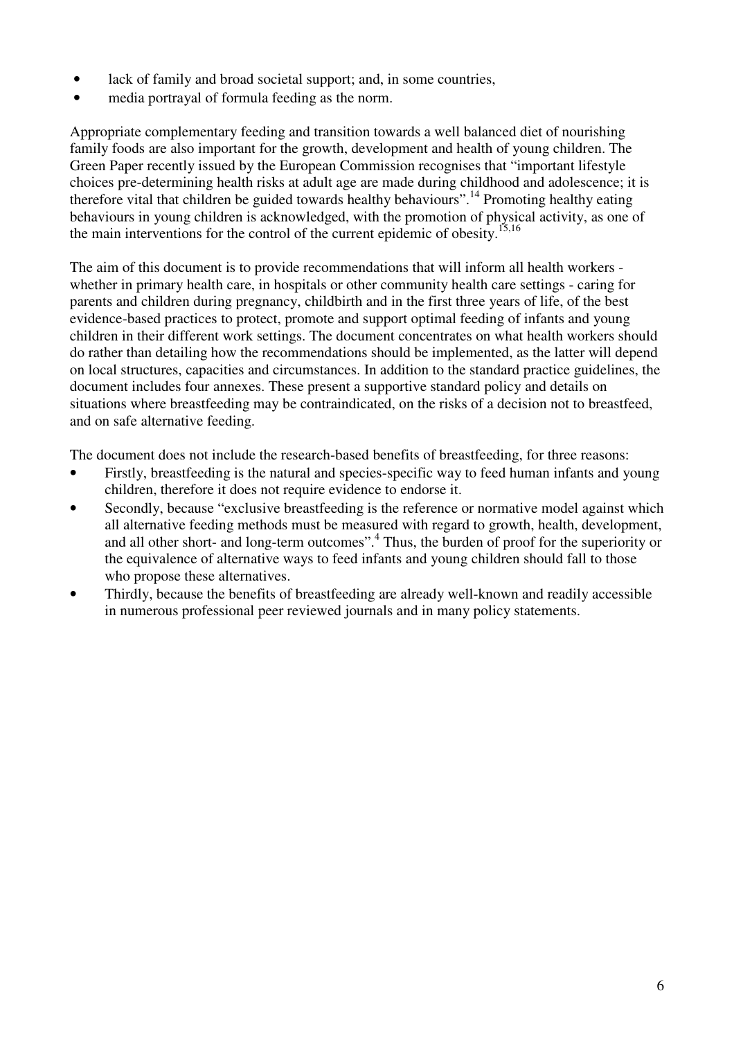- lack of family and broad societal support; and, in some countries,
- media portrayal of formula feeding as the norm.

Appropriate complementary feeding and transition towards a well balanced diet of nourishing family foods are also important for the growth, development and health of young children. The Green Paper recently issued by the European Commission recognises that "important lifestyle choices pre-determining health risks at adult age are made during childhood and adolescence; it is therefore vital that children be guided towards healthy behaviours".[14] Promoting healthy eating behaviours in young children is acknowledged, with the promotion of physical activity, as one of the main interventions for the control of the current epidemic of obesity.[15,16]

The aim of this document is to provide recommendations that will inform all health workers - whether in primary health care, in hospitals or other community health care settings - caring for parents and children during pregnancy, childbirth and in the first three years of life, of the best evidence-based practices to protect, promote and support optimal feeding of infants and young children in their different work settings. The document concentrates on what health workers should do rather than detailing how the recommendations should be implemented, as the latter will depend on local structures, capacities and circumstances. In addition to the standard practice guidelines, the document includes four annexes. These present a supportive standard policy and details on situations where breastfeeding may be contraindicated, on the risks of a decision not to breastfeed, and on safe alternative feeding.

The document does not include the research-based benefits of breastfeeding, for three reasons:

- Firstly, breastfeeding is the natural and species-specific way to feed human infants and young children, therefore it does not require evidence to endorse it.
- Secondly, because "exclusive breastfeeding is the reference or normative model against which all alternative feeding methods must be measured with regard to growth, health, development, and all other short- and long-term outcomes".[4] Thus, the burden of proof for the superiority or the equivalence of alternative ways to feed infants and young children should fall to those who propose these alternatives.
- Thirdly, because the benefits of breastfeeding are already well-known and readily accessible in numerous professional peer reviewed journals and in many policy statements.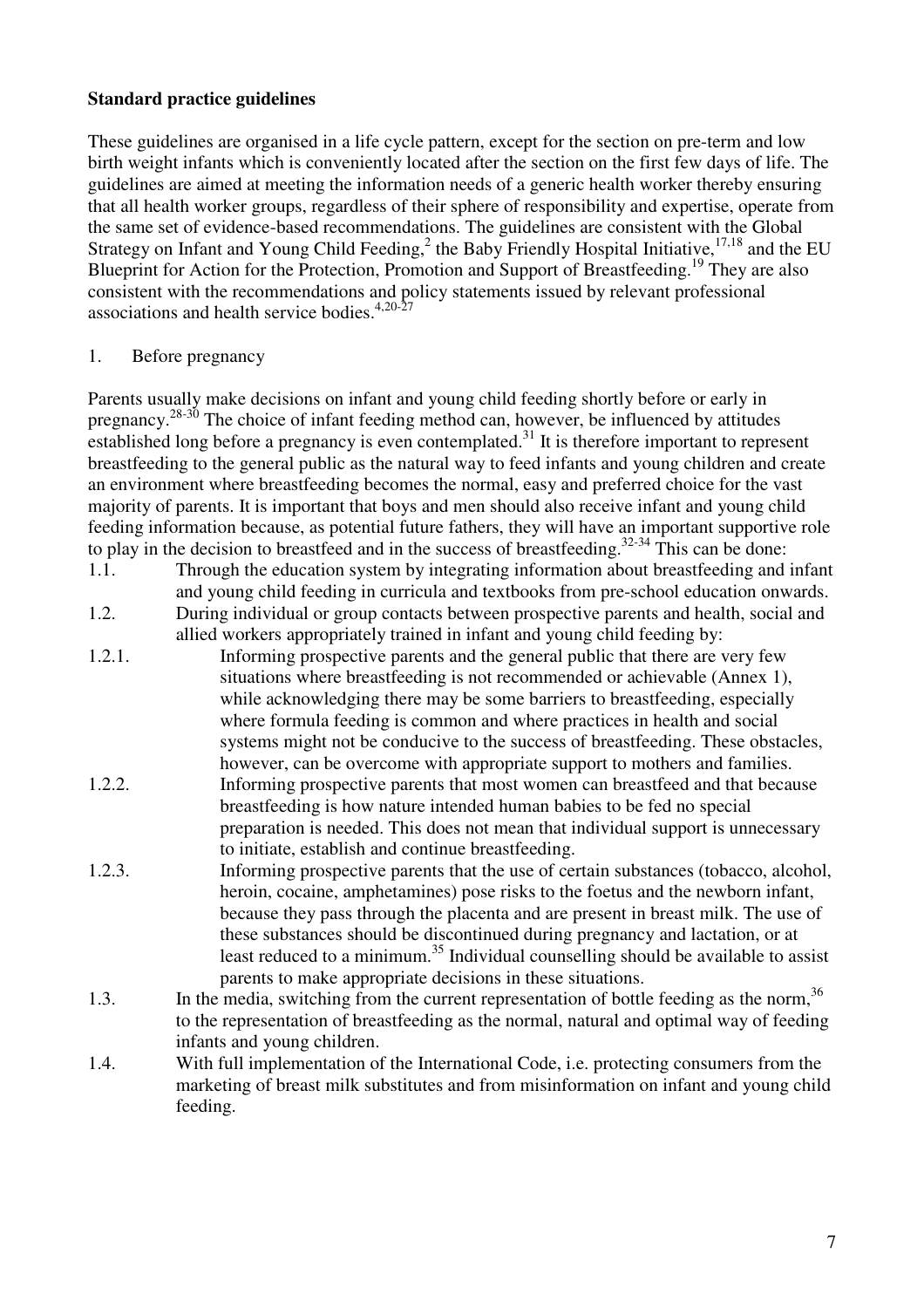**Standard practice guidelines**

These guidelines are organised in a life cycle pattern, except for the section on pre-term and low birth weight infants which is conveniently located after the section on the first few days of life. The guidelines are aimed at meeting the information needs of a generic health worker thereby ensuring that all health worker groups, regardless of their sphere of responsibility and expertise, operate from the same set of evidence-based recommendations. The guidelines are consistent with the Global Strategy on Infant and Young Child Feeding,[2] the Baby Friendly Hospital Initiative,[17,18] and the EU Blueprint for Action for the Protection, Promotion and Support of Breastfeeding.[19] They are also consistent with the recommendations and policy statements issued by relevant professional associations and health service bodies.[4,20-27]

1. Before pregnancy

Parents usually make decisions on infant and young child feeding shortly before or early in pregnancy.[28-30] The choice of infant feeding method can, however, be influenced by attitudes established long before a pregnancy is even contemplated.[31] It is therefore important to represent breastfeeding to the general public as the natural way to feed infants and young children and create an environment where breastfeeding becomes the normal, easy and preferred choice for the vast majority of parents. It is important that boys and men should also receive infant and young child feeding information because, as potential future fathers, they will have an important supportive role to play in the decision to breastfeed and in the success of breastfeeding.[32-34] This can be done:

1.1. Through the education system by integrating information about breastfeeding and infant and young child feeding in curricula and textbooks from pre-school education onwards.

1.2. During individual or group contacts between prospective parents and health, social and allied workers appropriately trained in infant and young child feeding by:

1.2.1. Informing prospective parents and the general public that there are very few situations where breastfeeding is not recommended or achievable (Annex 1), while acknowledging there may be some barriers to breastfeeding, especially where formula feeding is common and where practices in health and social systems might not be conducive to the success of breastfeeding. These obstacles, however, can be overcome with appropriate support to mothers and families.

1.2.2. Informing prospective parents that most women can breastfeed and that because breastfeeding is how nature intended human babies to be fed no special preparation is needed. This does not mean that individual support is unnecessary to initiate, establish and continue breastfeeding.

1.2.3. Informing prospective parents that the use of certain substances (tobacco, alcohol, heroin, cocaine, amphetamines) pose risks to the foetus and the newborn infant, because they pass through the placenta and are present in breast milk. The use of these substances should be discontinued during pregnancy and lactation, or at least reduced to a minimum.[35] Individual counselling should be available to assist parents to make appropriate decisions in these situations.

1.3. In the media, switching from the current representation of bottle feeding as the norm,[36] to the representation of breastfeeding as the normal, natural and optimal way of feeding infants and young children.

1.4. With full implementation of the International Code, i.e. protecting consumers from the marketing of breast milk substitutes and from misinformation on infant and young child feeding.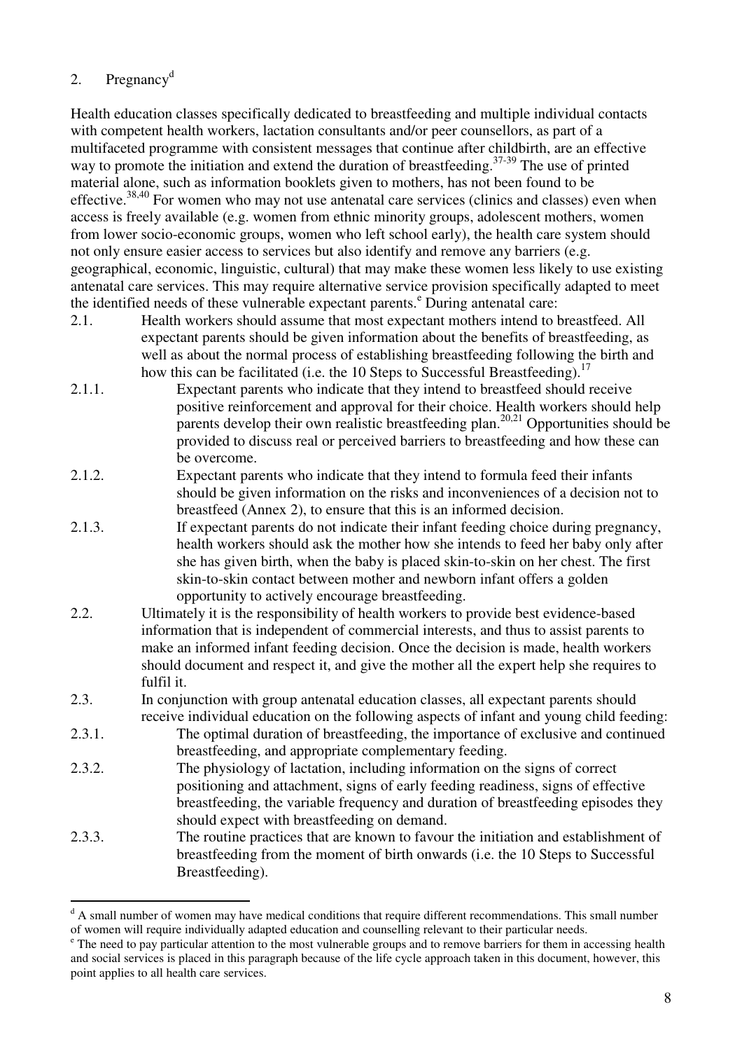## 2. Pregnancy[d]

Health education classes specifically dedicated to breastfeeding and multiple individual contacts with competent health workers, lactation consultants and/or peer counsellors, as part of a multifaceted programme with consistent messages that continue after childbirth, are an effective way to promote the initiation and extend the duration of breastfeeding.[37-39] The use of printed material alone, such as information booklets given to mothers, has not been found to be effective.[38,40] For women who may not use antenatal care services (clinics and classes) even when access is freely available (e.g. women from ethnic minority groups, adolescent mothers, women from lower socio-economic groups, women who left school early), the health care system should not only ensure easier access to services but also identify and remove any barriers (e.g. geographical, economic, linguistic, cultural) that may make these women less likely to use existing antenatal care services. This may require alternative service provision specifically adapted to meet the identified needs of these vulnerable expectant parents.[e] During antenatal care:

2.1. Health workers should assume that most expectant mothers intend to breastfeed. All expectant parents should be given information about the benefits of breastfeeding, as well as about the normal process of establishing breastfeeding following the birth and how this can be facilitated (i.e. the 10 Steps to Successful Breastfeeding).[17]

2.1.1. Expectant parents who indicate that they intend to breastfeed should receive positive reinforcement and approval for their choice. Health workers should help parents develop their own realistic breastfeeding plan.[20,21] Opportunities should be provided to discuss real or perceived barriers to breastfeeding and how these can be overcome.

2.1.2. Expectant parents who indicate that they intend to formula feed their infants should be given information on the risks and inconveniences of a decision not to breastfeed (Annex 2), to ensure that this is an informed decision.

2.1.3. If expectant parents do not indicate their infant feeding choice during pregnancy, health workers should ask the mother how she intends to feed her baby only after she has given birth, when the baby is placed skin-to-skin on her chest. The first skin-to-skin contact between mother and newborn infant offers a golden opportunity to actively encourage breastfeeding.

2.2. Ultimately it is the responsibility of health workers to provide best evidence-based information that is independent of commercial interests, and thus to assist parents to make an informed infant feeding decision. Once the decision is made, health workers should document and respect it, and give the mother all the expert help she requires to fulfil it.

2.3. In conjunction with group antenatal education classes, all expectant parents should receive individual education on the following aspects of infant and young child feeding:

2.3.1. The optimal duration of breastfeeding, the importance of exclusive and continued breastfeeding, and appropriate complementary feeding.

2.3.2. The physiology of lactation, including information on the signs of correct positioning and attachment, signs of early feeding readiness, signs of effective breastfeeding, the variable frequency and duration of breastfeeding episodes they should expect with breastfeeding on demand.

2.3.3. The routine practices that are known to favour the initiation and establishment of breastfeeding from the moment of birth onwards (i.e. the 10 Steps to Successful Breastfeeding).

---

[d] A small number of women may have medical conditions that require different recommendations. This small number of women will require individually adapted education and counselling relevant to their particular needs.

[e] The need to pay particular attention to the most vulnerable groups and to remove barriers for them in accessing health and social services is placed in this paragraph because of the life cycle approach taken in this document, however, this point applies to all health care services.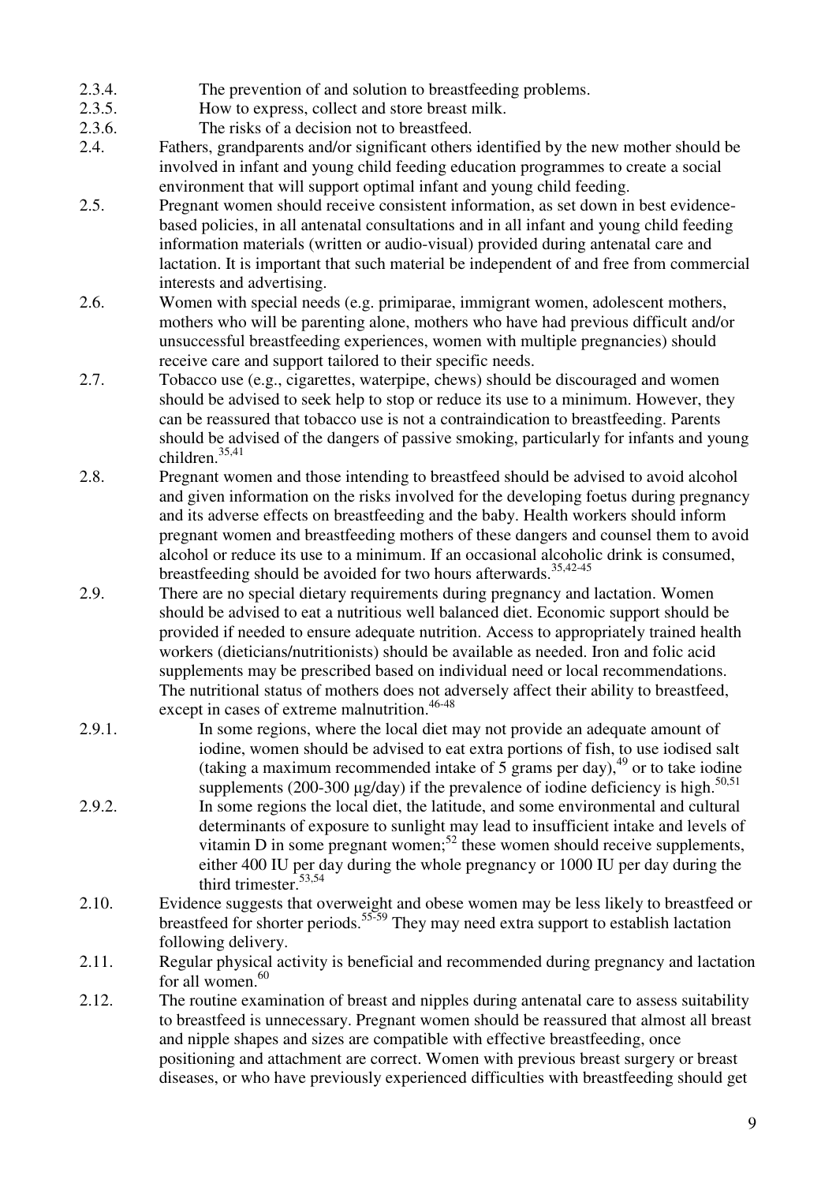2.3.4. The prevention of and solution to breastfeeding problems.

2.3.5. How to express, collect and store breast milk.

2.3.6. The risks of a decision not to breastfeed.

2.4. Fathers, grandparents and/or significant others identified by the new mother should be involved in infant and young child feeding education programmes to create a social environment that will support optimal infant and young child feeding.

2.5. Pregnant women should receive consistent information, as set down in best evidence-based policies, in all antenatal consultations and in all infant and young child feeding information materials (written or audio-visual) provided during antenatal care and lactation. It is important that such material be independent of and free from commercial interests and advertising.

2.6. Women with special needs (e.g. primiparae, immigrant women, adolescent mothers, mothers who will be parenting alone, mothers who have had previous difficult and/or unsuccessful breastfeeding experiences, women with multiple pregnancies) should receive care and support tailored to their specific needs.

2.7. Tobacco use (e.g., cigarettes, waterpipe, chews) should be discouraged and women should be advised to seek help to stop or reduce its use to a minimum. However, they can be reassured that tobacco use is not a contraindication to breastfeeding. Parents should be advised of the dangers of passive smoking, particularly for infants and young children.[35,41]

2.8. Pregnant women and those intending to breastfeed should be advised to avoid alcohol and given information on the risks involved for the developing foetus during pregnancy and its adverse effects on breastfeeding and the baby. Health workers should inform pregnant women and breastfeeding mothers of these dangers and counsel them to avoid alcohol or reduce its use to a minimum. If an occasional alcoholic drink is consumed, breastfeeding should be avoided for two hours afterwards.[35,42-45]

2.9. There are no special dietary requirements during pregnancy and lactation. Women should be advised to eat a nutritious well balanced diet. Economic support should be provided if needed to ensure adequate nutrition. Access to appropriately trained health workers (dieticians/nutritionists) should be available as needed. Iron and folic acid supplements may be prescribed based on individual need or local recommendations. The nutritional status of mothers does not adversely affect their ability to breastfeed, except in cases of extreme malnutrition.[46-48]

2.9.1. In some regions, where the local diet may not provide an adequate amount of iodine, women should be advised to eat extra portions of fish, to use iodised salt (taking a maximum recommended intake of 5 grams per day),[49] or to take iodine supplements (200-300 µg/day) if the prevalence of iodine deficiency is high.[50,51]

2.9.2. In some regions the local diet, the latitude, and some environmental and cultural determinants of exposure to sunlight may lead to insufficient intake and levels of vitamin D in some pregnant women;[52] these women should receive supplements, either 400 IU per day during the whole pregnancy or 1000 IU per day during the third trimester.[53,54]

2.10. Evidence suggests that overweight and obese women may be less likely to breastfeed or breastfeed for shorter periods.[55-59] They may need extra support to establish lactation following delivery.

2.11. Regular physical activity is beneficial and recommended during pregnancy and lactation for all women.[60]

2.12. The routine examination of breast and nipples during antenatal care to assess suitability to breastfeed is unnecessary. Pregnant women should be reassured that almost all breast and nipple shapes and sizes are compatible with effective breastfeeding, once positioning and attachment are correct. Women with previous breast surgery or breast diseases, or who have previously experienced difficulties with breastfeeding should get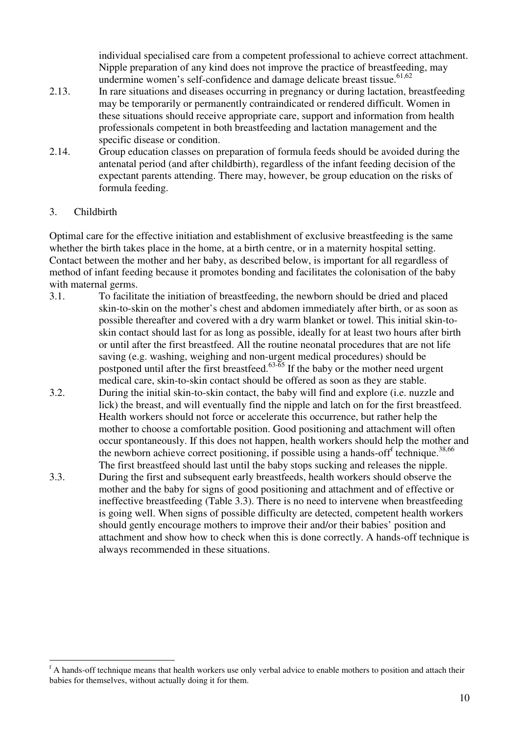individual specialised care from a competent professional to achieve correct attachment. Nipple preparation of any kind does not improve the practice of breastfeeding, may undermine women's self-confidence and damage delicate breast tissue.[61,62]

2.13. In rare situations and diseases occurring in pregnancy or during lactation, breastfeeding may be temporarily or permanently contraindicated or rendered difficult. Women in these situations should receive appropriate care, support and information from health professionals competent in both breastfeeding and lactation management and the specific disease or condition.

2.14. Group education classes on preparation of formula feeds should be avoided during the antenatal period (and after childbirth), regardless of the infant feeding decision of the expectant parents attending. There may, however, be group education on the risks of formula feeding.

## 3. Childbirth

Optimal care for the effective initiation and establishment of exclusive breastfeeding is the same whether the birth takes place in the home, at a birth centre, or in a maternity hospital setting. Contact between the mother and her baby, as described below, is important for all regardless of method of infant feeding because it promotes bonding and facilitates the colonisation of the baby with maternal germs.

3.1. To facilitate the initiation of breastfeeding, the newborn should be dried and placed skin-to-skin on the mother's chest and abdomen immediately after birth, or as soon as possible thereafter and covered with a dry warm blanket or towel. This initial skin-to-skin contact should last for as long as possible, ideally for at least two hours after birth or until after the first breastfeed. All the routine neonatal procedures that are not life saving (e.g. washing, weighing and non-urgent medical procedures) should be postponed until after the first breastfeed.[63-65] If the baby or the mother need urgent medical care, skin-to-skin contact should be offered as soon as they are stable.

3.2. During the initial skin-to-skin contact, the baby will find and explore (i.e. nuzzle and lick) the breast, and will eventually find the nipple and latch on for the first breastfeed. Health workers should not force or accelerate this occurrence, but rather help the mother to choose a comfortable position. Good positioning and attachment will often occur spontaneously. If this does not happen, health workers should help the mother and the newborn achieve correct positioning, if possible using a hands-off[f] technique.[38,66] The first breastfeed should last until the baby stops sucking and releases the nipple.

3.3. During the first and subsequent early breastfeeds, health workers should observe the mother and the baby for signs of good positioning and attachment and of effective or ineffective breastfeeding (Table 3.3). There is no need to intervene when breastfeeding is going well. When signs of possible difficulty are detected, competent health workers should gently encourage mothers to improve their and/or their babies' position and attachment and show how to check when this is done correctly. A hands-off technique is always recommended in these situations.

---

[f] A hands-off technique means that health workers use only verbal advice to enable mothers to position and attach their babies for themselves, without actually doing it for them.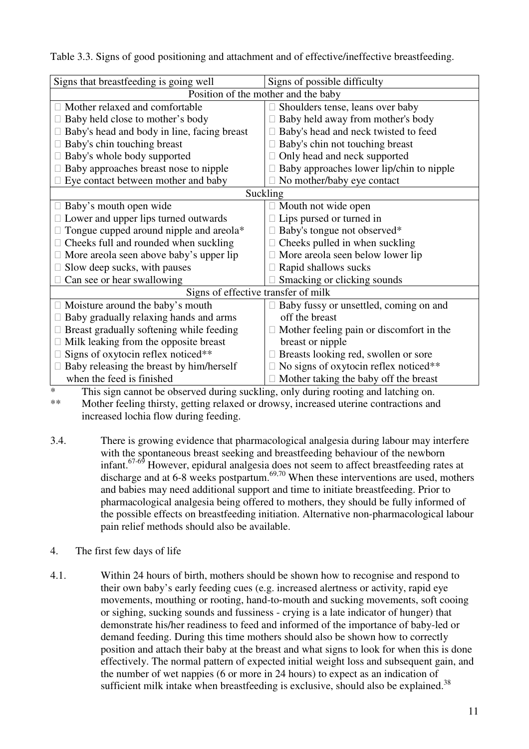Table 3.3. Signs of good positioning and attachment and of effective/ineffective breastfeeding.

| Signs that breastfeeding is going well | Signs of possible difficulty |
|---|---|
| Position of the mother and the baby | |
| □ Mother relaxed and comfortable | □ Shoulders tense, leans over baby |
| □ Baby held close to mother's body | □ Baby held away from mother's body |
| □ Baby's head and body in line, facing breast | □ Baby's head and neck twisted to feed |
| □ Baby's chin touching breast | □ Baby's chin not touching breast |
| □ Baby's whole body supported | □ Only head and neck supported |
| □ Baby approaches breast nose to nipple | □ Baby approaches lower lip/chin to nipple |
| □ Eye contact between mother and baby | □ No mother/baby eye contact |
| Suckling | |
| □ Baby's mouth open wide | □ Mouth not wide open |
| □ Lower and upper lips turned outwards | □ Lips pursed or turned in |
| □ Tongue cupped around nipple and areola* | □ Baby's tongue not observed* |
| □ Cheeks full and rounded when suckling | □ Cheeks pulled in when suckling |
| □ More areola seen above baby's upper lip | □ More areola seen below lower lip |
| □ Slow deep sucks, with pauses | □ Rapid shallows sucks |
| □ Can see or hear swallowing | □ Smacking or clicking sounds |
| Signs of effective transfer of milk | |
| □ Moisture around the baby's mouth | □ Baby fussy or unsettled, coming on and off the breast |
| □ Baby gradually relaxing hands and arms | □ Mother feeling pain or discomfort in the breast or nipple |
| □ Breast gradually softening while feeding | □ Breasts looking red, swollen or sore |
| □ Milk leaking from the opposite breast | □ No signs of oxytocin reflex noticed** |
| □ Signs of oxytocin reflex noticed** | □ Mother taking the baby off the breast |
| □ Baby releasing the breast by him/herself when the feed is finished | |

\* This sign cannot be observed during suckling, only during rooting and latching on.

\*\* Mother feeling thirsty, getting relaxed or drowsy, increased uterine contractions and increased lochia flow during feeding.

3.4. There is growing evidence that pharmacological analgesia during labour may interfere with the spontaneous breast seeking and breastfeeding behaviour of the newborn infant.[67-69] However, epidural analgesia does not seem to affect breastfeeding rates at discharge and at 6-8 weeks postpartum.[69,70] When these interventions are used, mothers and babies may need additional support and time to initiate breastfeeding. Prior to pharmacological analgesia being offered to mothers, they should be fully informed of the possible effects on breastfeeding initiation. Alternative non-pharmacological labour pain relief methods should also be available.

4. The first few days of life

4.1. Within 24 hours of birth, mothers should be shown how to recognise and respond to their own baby's early feeding cues (e.g. increased alertness or activity, rapid eye movements, mouthing or rooting, hand-to-mouth and sucking movements, soft cooing or sighing, sucking sounds and fussiness - crying is a late indicator of hunger) that demonstrate his/her readiness to feed and informed of the importance of baby-led or demand feeding. During this time mothers should also be shown how to correctly position and attach their baby at the breast and what signs to look for when this is done effectively. The normal pattern of expected initial weight loss and subsequent gain, and the number of wet nappies (6 or more in 24 hours) to expect as an indication of sufficient milk intake when breastfeeding is exclusive, should also be explained.[38]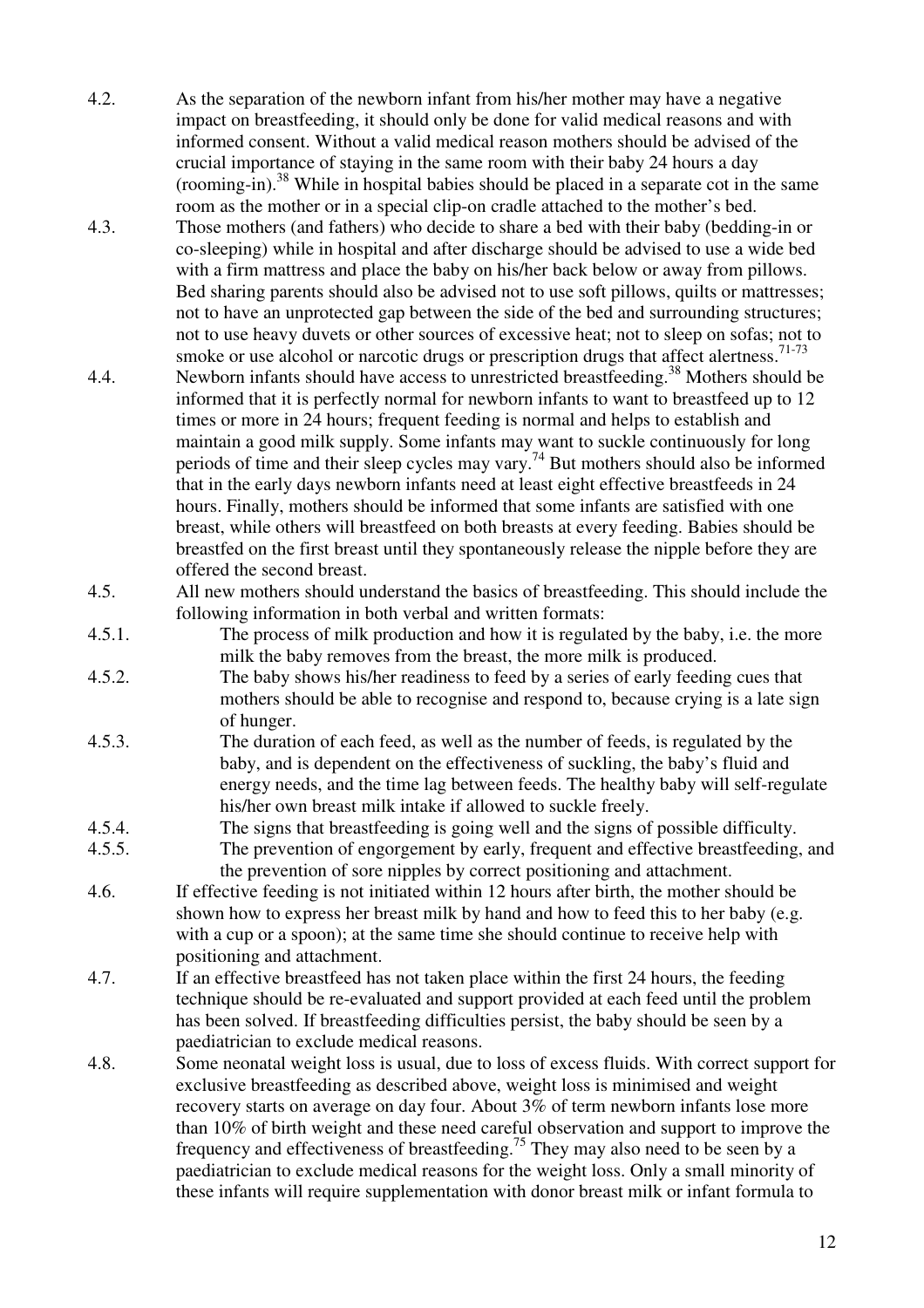4.2. As the separation of the newborn infant from his/her mother may have a negative impact on breastfeeding, it should only be done for valid medical reasons and with informed consent. Without a valid medical reason mothers should be advised of the crucial importance of staying in the same room with their baby 24 hours a day (rooming-in).[38] While in hospital babies should be placed in a separate cot in the same room as the mother or in a special clip-on cradle attached to the mother's bed.

4.3. Those mothers (and fathers) who decide to share a bed with their baby (bedding-in or co-sleeping) while in hospital and after discharge should be advised to use a wide bed with a firm mattress and place the baby on his/her back below or away from pillows. Bed sharing parents should also be advised not to use soft pillows, quilts or mattresses; not to have an unprotected gap between the side of the bed and surrounding structures; not to use heavy duvets or other sources of excessive heat; not to sleep on sofas; not to smoke or use alcohol or narcotic drugs or prescription drugs that affect alertness.[71-73]

4.4. Newborn infants should have access to unrestricted breastfeeding.[38] Mothers should be informed that it is perfectly normal for newborn infants to want to breastfeed up to 12 times or more in 24 hours; frequent feeding is normal and helps to establish and maintain a good milk supply. Some infants may want to suckle continuously for long periods of time and their sleep cycles may vary.[74] But mothers should also be informed that in the early days newborn infants need at least eight effective breastfeeds in 24 hours. Finally, mothers should be informed that some infants are satisfied with one breast, while others will breastfeed on both breasts at every feeding. Babies should be breastfed on the first breast until they spontaneously release the nipple before they are offered the second breast.

4.5. All new mothers should understand the basics of breastfeeding. This should include the following information in both verbal and written formats:

4.5.1. The process of milk production and how it is regulated by the baby, i.e. the more milk the baby removes from the breast, the more milk is produced.

4.5.2. The baby shows his/her readiness to feed by a series of early feeding cues that mothers should be able to recognise and respond to, because crying is a late sign of hunger.

4.5.3. The duration of each feed, as well as the number of feeds, is regulated by the baby, and is dependent on the effectiveness of suckling, the baby's fluid and energy needs, and the time lag between feeds. The healthy baby will self-regulate his/her own breast milk intake if allowed to suckle freely.

4.5.4. The signs that breastfeeding is going well and the signs of possible difficulty.

4.5.5. The prevention of engorgement by early, frequent and effective breastfeeding, and the prevention of sore nipples by correct positioning and attachment.

4.6. If effective feeding is not initiated within 12 hours after birth, the mother should be shown how to express her breast milk by hand and how to feed this to her baby (e.g. with a cup or a spoon); at the same time she should continue to receive help with positioning and attachment.

4.7. If an effective breastfeed has not taken place within the first 24 hours, the feeding technique should be re-evaluated and support provided at each feed until the problem has been solved. If breastfeeding difficulties persist, the baby should be seen by a paediatrician to exclude medical reasons.

4.8. Some neonatal weight loss is usual, due to loss of excess fluids. With correct support for exclusive breastfeeding as described above, weight loss is minimised and weight recovery starts on average on day four. About 3% of term newborn infants lose more than 10% of birth weight and these need careful observation and support to improve the frequency and effectiveness of breastfeeding.[75] They may also need to be seen by a paediatrician to exclude medical reasons for the weight loss. Only a small minority of these infants will require supplementation with donor breast milk or infant formula to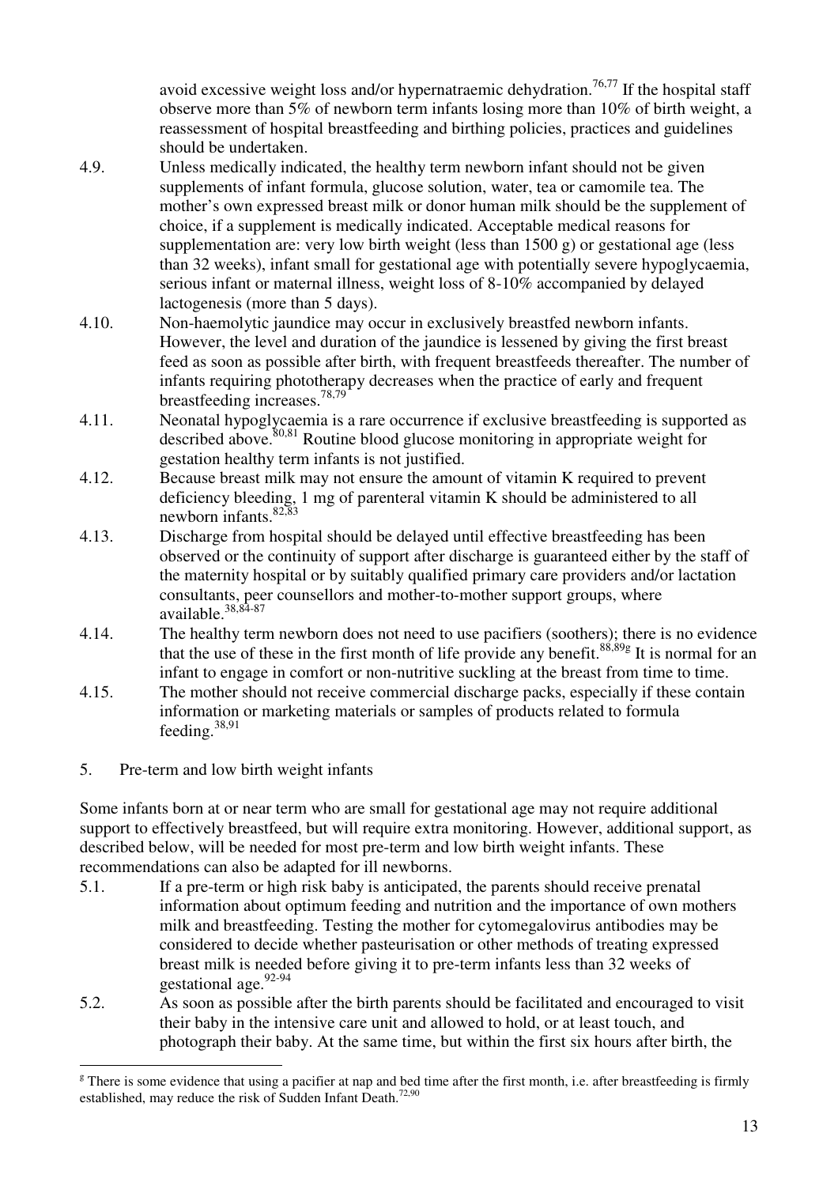avoid excessive weight loss and/or hypernatraemic dehydration.[76,77] If the hospital staff observe more than 5% of newborn term infants losing more than 10% of birth weight, a reassessment of hospital breastfeeding and birthing policies, practices and guidelines should be undertaken.

4.9. Unless medically indicated, the healthy term newborn infant should not be given supplements of infant formula, glucose solution, water, tea or camomile tea. The mother's own expressed breast milk or donor human milk should be the supplement of choice, if a supplement is medically indicated. Acceptable medical reasons for supplementation are: very low birth weight (less than 1500 g) or gestational age (less than 32 weeks), infant small for gestational age with potentially severe hypoglycaemia, serious infant or maternal illness, weight loss of 8-10% accompanied by delayed lactogenesis (more than 5 days).

4.10. Non-haemolytic jaundice may occur in exclusively breastfed newborn infants. However, the level and duration of the jaundice is lessened by giving the first breast feed as soon as possible after birth, with frequent breastfeeds thereafter. The number of infants requiring phototherapy decreases when the practice of early and frequent breastfeeding increases.[78,79]

4.11. Neonatal hypoglycaemia is a rare occurrence if exclusive breastfeeding is supported as described above.[80,81] Routine blood glucose monitoring in appropriate weight for gestation healthy term infants is not justified.

4.12. Because breast milk may not ensure the amount of vitamin K required to prevent deficiency bleeding, 1 mg of parenteral vitamin K should be administered to all newborn infants.[82,83]

4.13. Discharge from hospital should be delayed until effective breastfeeding has been observed or the continuity of support after discharge is guaranteed either by the staff of the maternity hospital or by suitably qualified primary care providers and/or lactation consultants, peer counsellors and mother-to-mother support groups, where available.[38,84-87]

4.14. The healthy term newborn does not need to use pacifiers (soothers); there is no evidence that the use of these in the first month of life provide any benefit.[88,89g] It is normal for an infant to engage in comfort or non-nutritive suckling at the breast from time to time.

4.15. The mother should not receive commercial discharge packs, especially if these contain information or marketing materials or samples of products related to formula feeding.[38,91]

5. Pre-term and low birth weight infants

Some infants born at or near term who are small for gestational age may not require additional support to effectively breastfeed, but will require extra monitoring. However, additional support, as described below, will be needed for most pre-term and low birth weight infants. These recommendations can also be adapted for ill newborns.

5.1. If a pre-term or high risk baby is anticipated, the parents should receive prenatal information about optimum feeding and nutrition and the importance of own mothers milk and breastfeeding. Testing the mother for cytomegalovirus antibodies may be considered to decide whether pasteurisation or other methods of treating expressed breast milk is needed before giving it to pre-term infants less than 32 weeks of gestational age.[92-94]

5.2. As soon as possible after the birth parents should be facilitated and encouraged to visit their baby in the intensive care unit and allowed to hold, or at least touch, and photograph their baby. At the same time, but within the first six hours after birth, the

[g] There is some evidence that using a pacifier at nap and bed time after the first month, i.e. after breastfeeding is firmly established, may reduce the risk of Sudden Infant Death.[72,90]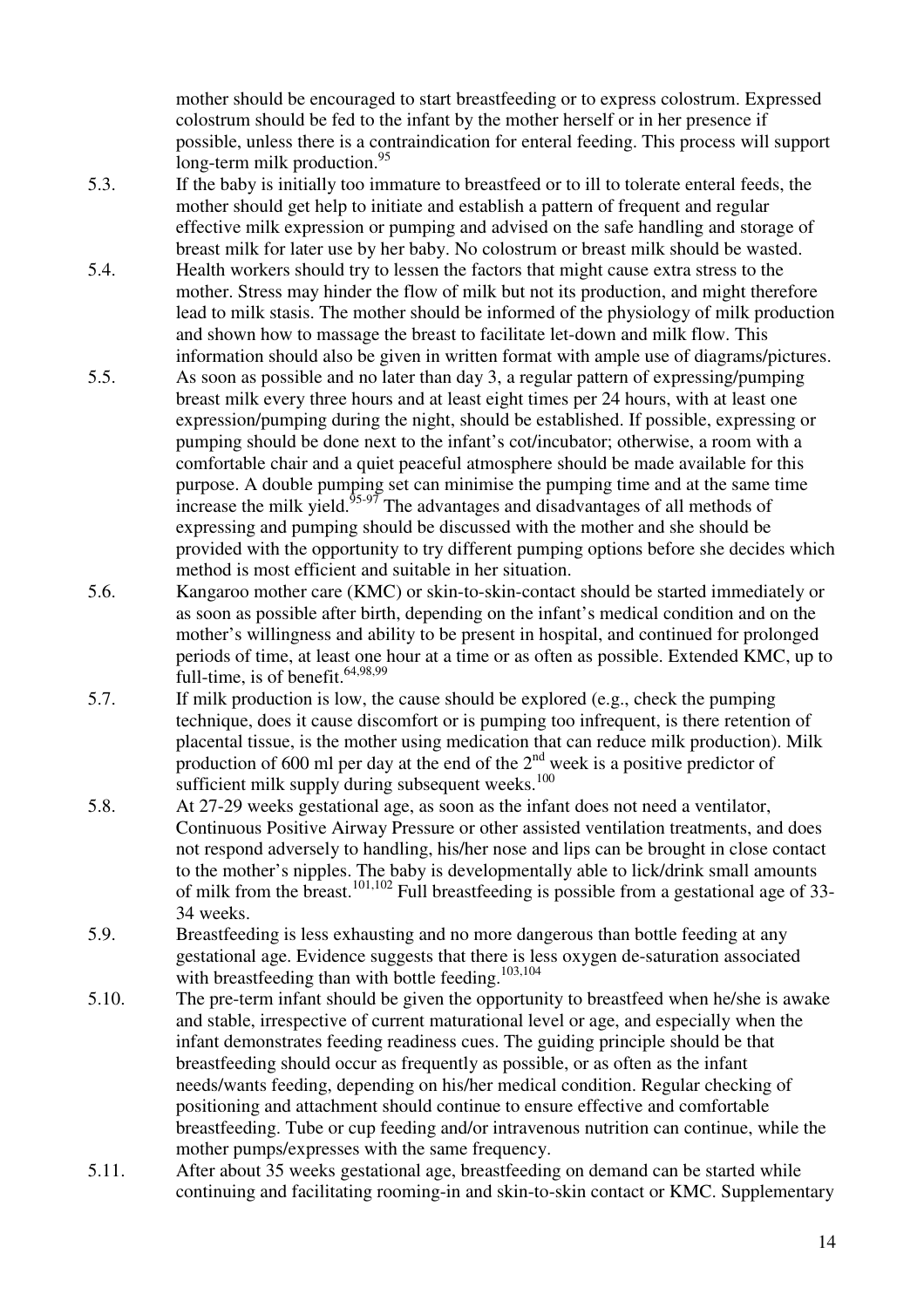mother should be encouraged to start breastfeeding or to express colostrum. Expressed colostrum should be fed to the infant by the mother herself or in her presence if possible, unless there is a contraindication for enteral feeding. This process will support long-term milk production.[95]

5.3. If the baby is initially too immature to breastfeed or to ill to tolerate enteral feeds, the mother should get help to initiate and establish a pattern of frequent and regular effective milk expression or pumping and advised on the safe handling and storage of breast milk for later use by her baby. No colostrum or breast milk should be wasted.

5.4. Health workers should try to lessen the factors that might cause extra stress to the mother. Stress may hinder the flow of milk but not its production, and might therefore lead to milk stasis. The mother should be informed of the physiology of milk production and shown how to massage the breast to facilitate let-down and milk flow. This information should also be given in written format with ample use of diagrams/pictures.

5.5. As soon as possible and no later than day 3, a regular pattern of expressing/pumping breast milk every three hours and at least eight times per 24 hours, with at least one expression/pumping during the night, should be established. If possible, expressing or pumping should be done next to the infant's cot/incubator; otherwise, a room with a comfortable chair and a quiet peaceful atmosphere should be made available for this purpose. A double pumping set can minimise the pumping time and at the same time increase the milk yield.[95-97] The advantages and disadvantages of all methods of expressing and pumping should be discussed with the mother and she should be provided with the opportunity to try different pumping options before she decides which method is most efficient and suitable in her situation.

5.6. Kangaroo mother care (KMC) or skin-to-skin-contact should be started immediately or as soon as possible after birth, depending on the infant's medical condition and on the mother's willingness and ability to be present in hospital, and continued for prolonged periods of time, at least one hour at a time or as often as possible. Extended KMC, up to full-time, is of benefit.[64,98,99]

5.7. If milk production is low, the cause should be explored (e.g., check the pumping technique, does it cause discomfort or is pumping too infrequent, is there retention of placental tissue, is the mother using medication that can reduce milk production). Milk production of 600 ml per day at the end of the 2nd week is a positive predictor of sufficient milk supply during subsequent weeks.[100]

5.8. At 27-29 weeks gestational age, as soon as the infant does not need a ventilator, Continuous Positive Airway Pressure or other assisted ventilation treatments, and does not respond adversely to handling, his/her nose and lips can be brought in close contact to the mother's nipples. The baby is developmentally able to lick/drink small amounts of milk from the breast.[101,102] Full breastfeeding is possible from a gestational age of 33-34 weeks.

5.9. Breastfeeding is less exhausting and no more dangerous than bottle feeding at any gestational age. Evidence suggests that there is less oxygen de-saturation associated with breastfeeding than with bottle feeding.[103,104]

5.10. The pre-term infant should be given the opportunity to breastfeed when he/she is awake and stable, irrespective of current maturational level or age, and especially when the infant demonstrates feeding readiness cues. The guiding principle should be that breastfeeding should occur as frequently as possible, or as often as the infant needs/wants feeding, depending on his/her medical condition. Regular checking of positioning and attachment should continue to ensure effective and comfortable breastfeeding. Tube or cup feeding and/or intravenous nutrition can continue, while the mother pumps/expresses with the same frequency.

5.11. After about 35 weeks gestational age, breastfeeding on demand can be started while continuing and facilitating rooming-in and skin-to-skin contact or KMC. Supplementary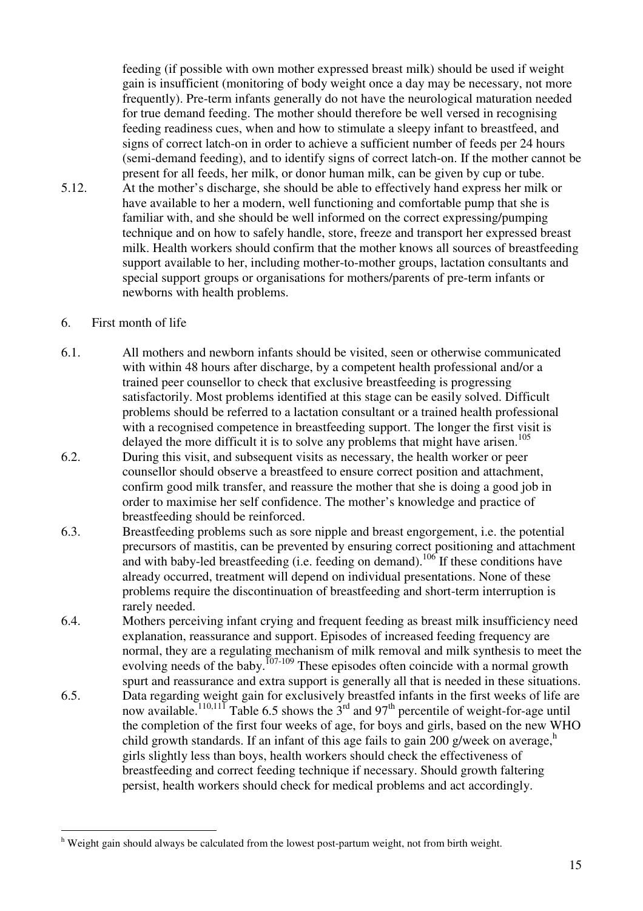feeding (if possible with own mother expressed breast milk) should be used if weight gain is insufficient (monitoring of body weight once a day may be necessary, not more frequently). Pre-term infants generally do not have the neurological maturation needed for true demand feeding. The mother should therefore be well versed in recognising feeding readiness cues, when and how to stimulate a sleepy infant to breastfeed, and signs of correct latch-on in order to achieve a sufficient number of feeds per 24 hours (semi-demand feeding), and to identify signs of correct latch-on. If the mother cannot be present for all feeds, her milk, or donor human milk, can be given by cup or tube.

5.12. At the mother's discharge, she should be able to effectively hand express her milk or have available to her a modern, well functioning and comfortable pump that she is familiar with, and she should be well informed on the correct expressing/pumping technique and on how to safely handle, store, freeze and transport her expressed breast milk. Health workers should confirm that the mother knows all sources of breastfeeding support available to her, including mother-to-mother groups, lactation consultants and special support groups or organisations for mothers/parents of pre-term infants or newborns with health problems.

## 6. First month of life

6.1. All mothers and newborn infants should be visited, seen or otherwise communicated with within 48 hours after discharge, by a competent health professional and/or a trained peer counsellor to check that exclusive breastfeeding is progressing satisfactorily. Most problems identified at this stage can be easily solved. Difficult problems should be referred to a lactation consultant or a trained health professional with a recognised competence in breastfeeding support. The longer the first visit is delayed the more difficult it is to solve any problems that might have arisen.[105]

6.2. During this visit, and subsequent visits as necessary, the health worker or peer counsellor should observe a breastfeed to ensure correct position and attachment, confirm good milk transfer, and reassure the mother that she is doing a good job in order to maximise her self confidence. The mother's knowledge and practice of breastfeeding should be reinforced.

6.3. Breastfeeding problems such as sore nipple and breast engorgement, i.e. the potential precursors of mastitis, can be prevented by ensuring correct positioning and attachment and with baby-led breastfeeding (i.e. feeding on demand).[106] If these conditions have already occurred, treatment will depend on individual presentations. None of these problems require the discontinuation of breastfeeding and short-term interruption is rarely needed.

6.4. Mothers perceiving infant crying and frequent feeding as breast milk insufficiency need explanation, reassurance and support. Episodes of increased feeding frequency are normal, they are a regulating mechanism of milk removal and milk synthesis to meet the evolving needs of the baby.[107-109] These episodes often coincide with a normal growth spurt and reassurance and extra support is generally all that is needed in these situations.

6.5. Data regarding weight gain for exclusively breastfed infants in the first weeks of life are now available.[110,111] Table 6.5 shows the 3rd and 97th percentile of weight-for-age until the completion of the first four weeks of age, for boys and girls, based on the new WHO child growth standards. If an infant of this age fails to gain 200 g/week on average,[h] girls slightly less than boys, health workers should check the effectiveness of breastfeeding and correct feeding technique if necessary. Should growth faltering persist, health workers should check for medical problems and act accordingly.

---

[h] Weight gain should always be calculated from the lowest post-partum weight, not from birth weight.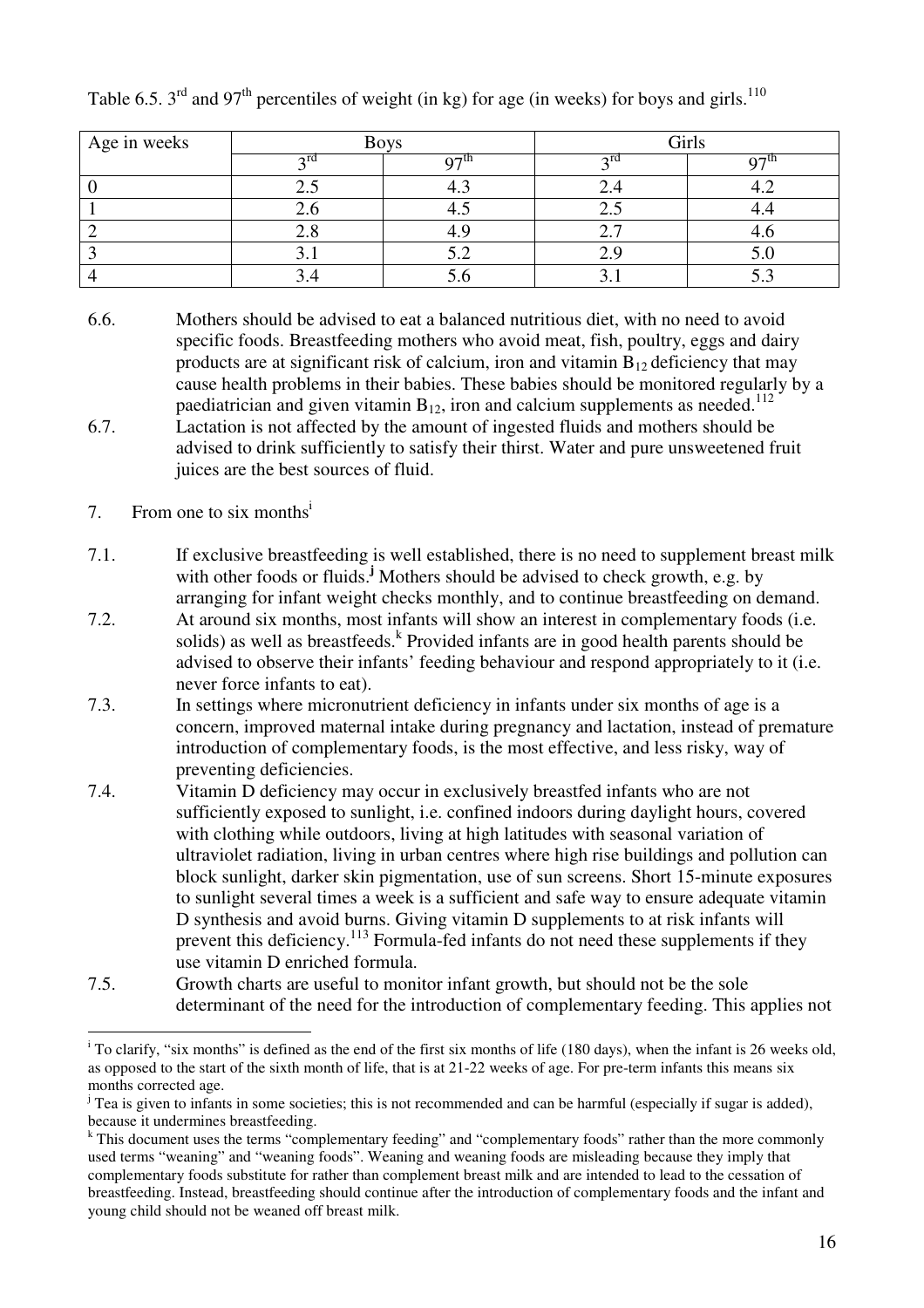Table 6.5. 3rd and 97th percentiles of weight (in kg) for age (in weeks) for boys and girls.[110]

| Age in weeks | Boys | | Girls | |
|---|---|---|---|---|
| | 3rd | 97th | 3rd | 97th |
| 0 | 2.5 | 4.3 | 2.4 | 4.2 |
| 1 | 2.6 | 4.5 | 2.5 | 4.4 |
| 2 | 2.8 | 4.9 | 2.7 | 4.6 |
| 3 | 3.1 | 5.2 | 2.9 | 5.0 |
| 4 | 3.4 | 5.6 | 3.1 | 5.3 |

6.6. Mothers should be advised to eat a balanced nutritious diet, with no need to avoid specific foods. Breastfeeding mothers who avoid meat, fish, poultry, eggs and dairy products are at significant risk of calcium, iron and vitamin $B_{12}$ deficiency that may cause health problems in their babies. These babies should be monitored regularly by a paediatrician and given vitamin $B_{12}$, iron and calcium supplements as needed.[112]

6.7. Lactation is not affected by the amount of ingested fluids and mothers should be advised to drink sufficiently to satisfy their thirst. Water and pure unsweetened fruit juices are the best sources of fluid.

## 7. From one to six months[i]

7.1. If exclusive breastfeeding is well established, there is no need to supplement breast milk with other foods or fluids.[j] Mothers should be advised to check growth, e.g. by arranging for infant weight checks monthly, and to continue breastfeeding on demand.

7.2. At around six months, most infants will show an interest in complementary foods (i.e. solids) as well as breastfeeds.[k] Provided infants are in good health parents should be advised to observe their infants' feeding behaviour and respond appropriately to it (i.e. never force infants to eat).

7.3. In settings where micronutrient deficiency in infants under six months of age is a concern, improved maternal intake during pregnancy and lactation, instead of premature introduction of complementary foods, is the most effective, and less risky, way of preventing deficiencies.

7.4. Vitamin D deficiency may occur in exclusively breastfed infants who are not sufficiently exposed to sunlight, i.e. confined indoors during daylight hours, covered with clothing while outdoors, living at high latitudes with seasonal variation of ultraviolet radiation, living in urban centres where high rise buildings and pollution can block sunlight, darker skin pigmentation, use of sun screens. Short 15-minute exposures to sunlight several times a week is a sufficient and safe way to ensure adequate vitamin D synthesis and avoid burns. Giving vitamin D supplements to at risk infants will prevent this deficiency.[113] Formula-fed infants do not need these supplements if they use vitamin D enriched formula.

7.5. Growth charts are useful to monitor infant growth, but should not be the sole determinant of the need for the introduction of complementary feeding. This applies not

---

[i] To clarify, "six months" is defined as the end of the first six months of life (180 days), when the infant is 26 weeks old, as opposed to the start of the sixth month of life, that is at 21-22 weeks of age. For pre-term infants this means six months corrected age.

[j] Tea is given to infants in some societies; this is not recommended and can be harmful (especially if sugar is added), because it undermines breastfeeding.

[k] This document uses the terms "complementary feeding" and "complementary foods" rather than the more commonly used terms "weaning" and "weaning foods". Weaning and weaning foods are misleading because they imply that complementary foods substitute for rather than complement breast milk and are intended to lead to the cessation of breastfeeding. Instead, breastfeeding should continue after the introduction of complementary foods and the infant and young child should not be weaned off breast milk.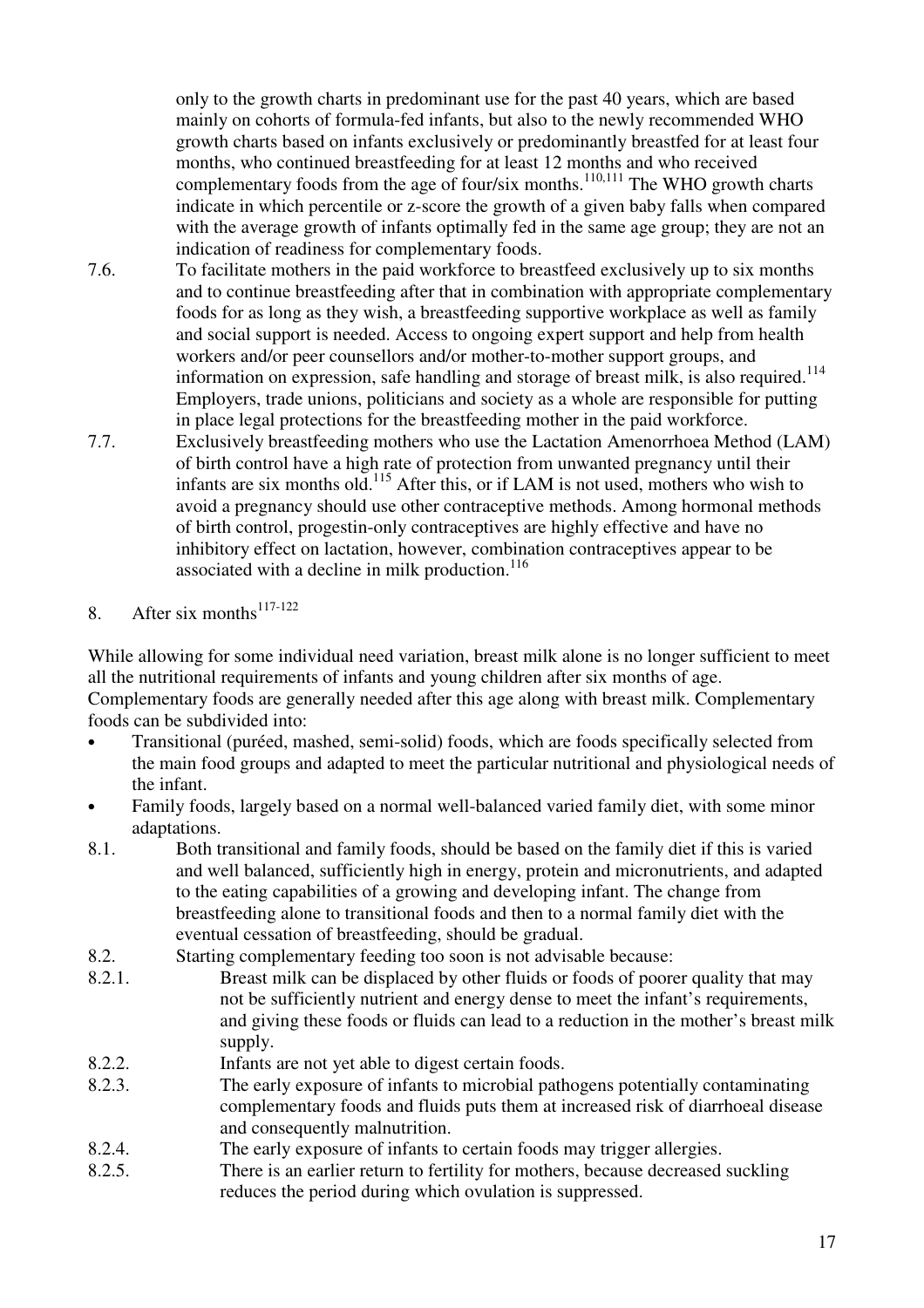only to the growth charts in predominant use for the past 40 years, which are based mainly on cohorts of formula-fed infants, but also to the newly recommended WHO growth charts based on infants exclusively or predominantly breastfed for at least four months, who continued breastfeeding for at least 12 months and who received complementary foods from the age of four/six months.[110,111] The WHO growth charts indicate in which percentile or z-score the growth of a given baby falls when compared with the average growth of infants optimally fed in the same age group; they are not an indication of readiness for complementary foods.

7.6. To facilitate mothers in the paid workforce to breastfeed exclusively up to six months and to continue breastfeeding after that in combination with appropriate complementary foods for as long as they wish, a breastfeeding supportive workplace as well as family and social support is needed. Access to ongoing expert support and help from health workers and/or peer counsellors and/or mother-to-mother support groups, and information on expression, safe handling and storage of breast milk, is also required.[114] Employers, trade unions, politicians and society as a whole are responsible for putting in place legal protections for the breastfeeding mother in the paid workforce.

7.7. Exclusively breastfeeding mothers who use the Lactation Amenorrhoea Method (LAM) of birth control have a high rate of protection from unwanted pregnancy until their infants are six months old.[115] After this, or if LAM is not used, mothers who wish to avoid a pregnancy should use other contraceptive methods. Among hormonal methods of birth control, progestin-only contraceptives are highly effective and have no inhibitory effect on lactation, however, combination contraceptives appear to be associated with a decline in milk production.[116]

## 8. After six months[117-122]

While allowing for some individual need variation, breast milk alone is no longer sufficient to meet all the nutritional requirements of infants and young children after six months of age. Complementary foods are generally needed after this age along with breast milk. Complementary foods can be subdivided into:

- Transitional (puréed, mashed, semi-solid) foods, which are foods specifically selected from the main food groups and adapted to meet the particular nutritional and physiological needs of the infant.
- Family foods, largely based on a normal well-balanced varied family diet, with some minor adaptations.

8.1. Both transitional and family foods, should be based on the family diet if this is varied and well balanced, sufficiently high in energy, protein and micronutrients, and adapted to the eating capabilities of a growing and developing infant. The change from breastfeeding alone to transitional foods and then to a normal family diet with the eventual cessation of breastfeeding, should be gradual.

8.2. Starting complementary feeding too soon is not advisable because:

8.2.1. Breast milk can be displaced by other fluids or foods of poorer quality that may not be sufficiently nutrient and energy dense to meet the infant's requirements, and giving these foods or fluids can lead to a reduction in the mother's breast milk supply.

8.2.2. Infants are not yet able to digest certain foods.

8.2.3. The early exposure of infants to microbial pathogens potentially contaminating complementary foods and fluids puts them at increased risk of diarrhoeal disease and consequently malnutrition.

8.2.4. The early exposure of infants to certain foods may trigger allergies.

8.2.5. There is an earlier return to fertility for mothers, because decreased suckling reduces the period during which ovulation is suppressed.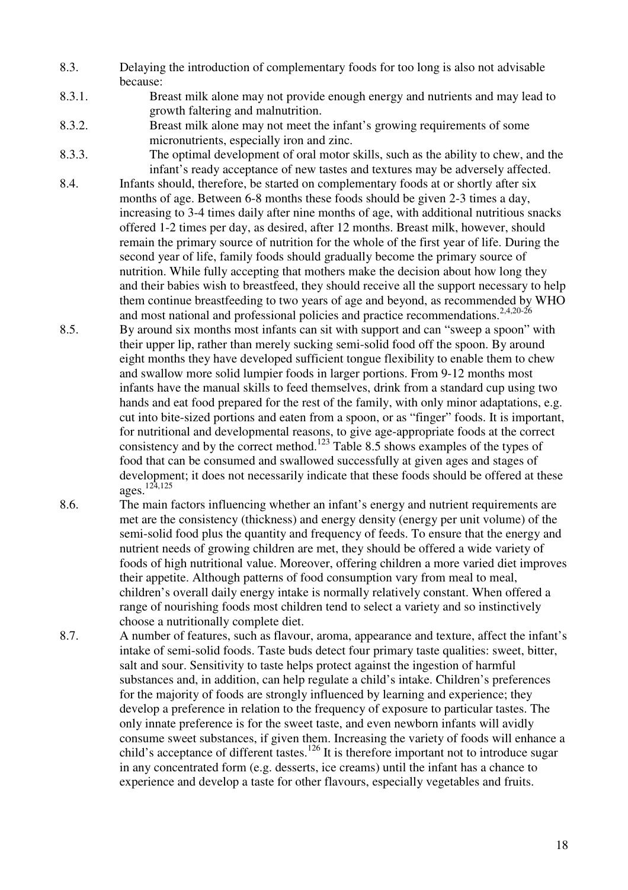8.3. Delaying the introduction of complementary foods for too long is also not advisable because:

8.3.1. Breast milk alone may not provide enough energy and nutrients and may lead to growth faltering and malnutrition.

8.3.2. Breast milk alone may not meet the infant's growing requirements of some micronutrients, especially iron and zinc.

8.3.3. The optimal development of oral motor skills, such as the ability to chew, and the infant's ready acceptance of new tastes and textures may be adversely affected.

8.4. Infants should, therefore, be started on complementary foods at or shortly after six months of age. Between 6-8 months these foods should be given 2-3 times a day, increasing to 3-4 times daily after nine months of age, with additional nutritious snacks offered 1-2 times per day, as desired, after 12 months. Breast milk, however, should remain the primary source of nutrition for the whole of the first year of life. During the second year of life, family foods should gradually become the primary source of nutrition. While fully accepting that mothers make the decision about how long they and their babies wish to breastfeed, they should receive all the support necessary to help them continue breastfeeding to two years of age and beyond, as recommended by WHO and most national and professional policies and practice recommendations.[2,4,20-26]

8.5. By around six months most infants can sit with support and can "sweep a spoon" with their upper lip, rather than merely sucking semi-solid food off the spoon. By around eight months they have developed sufficient tongue flexibility to enable them to chew and swallow more solid lumpier foods in larger portions. From 9-12 months most infants have the manual skills to feed themselves, drink from a standard cup using two hands and eat food prepared for the rest of the family, with only minor adaptations, e.g. cut into bite-sized portions and eaten from a spoon, or as "finger" foods. It is important, for nutritional and developmental reasons, to give age-appropriate foods at the correct consistency and by the correct method.[123] Table 8.5 shows examples of the types of food that can be consumed and swallowed successfully at given ages and stages of development; it does not necessarily indicate that these foods should be offered at these ages.[124,125]

8.6. The main factors influencing whether an infant's energy and nutrient requirements are met are the consistency (thickness) and energy density (energy per unit volume) of the semi-solid food plus the quantity and frequency of feeds. To ensure that the energy and nutrient needs of growing children are met, they should be offered a wide variety of foods of high nutritional value. Moreover, offering children a more varied diet improves their appetite. Although patterns of food consumption vary from meal to meal, children's overall daily energy intake is normally relatively constant. When offered a range of nourishing foods most children tend to select a variety and so instinctively choose a nutritionally complete diet.

8.7. A number of features, such as flavour, aroma, appearance and texture, affect the infant's intake of semi-solid foods. Taste buds detect four primary taste qualities: sweet, bitter, salt and sour. Sensitivity to taste helps protect against the ingestion of harmful substances and, in addition, can help regulate a child's intake. Children's preferences for the majority of foods are strongly influenced by learning and experience; they develop a preference in relation to the frequency of exposure to particular tastes. The only innate preference is for the sweet taste, and even newborn infants will avidly consume sweet substances, if given them. Increasing the variety of foods will enhance a child's acceptance of different tastes.[126] It is therefore important not to introduce sugar in any concentrated form (e.g. desserts, ice creams) until the infant has a chance to experience and develop a taste for other flavours, especially vegetables and fruits.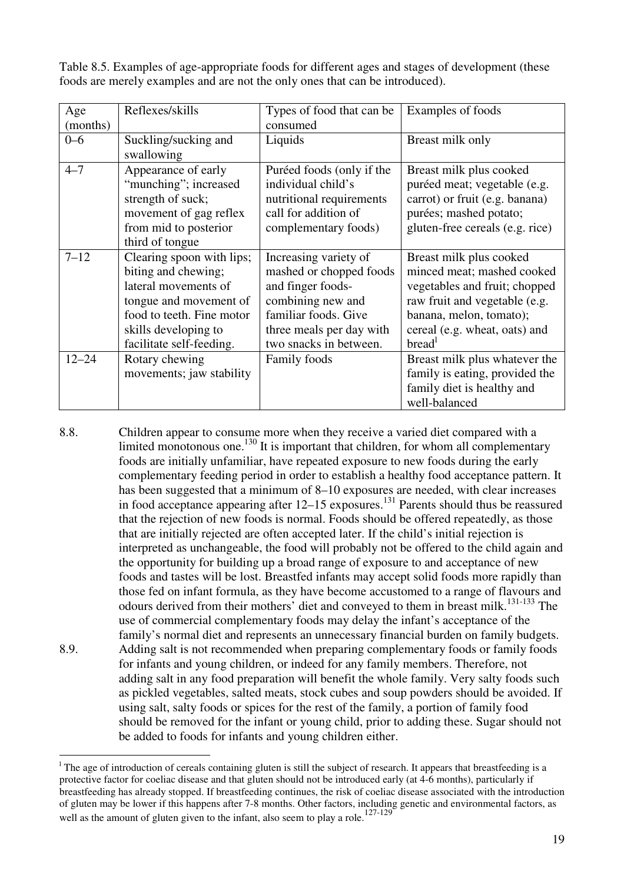Table 8.5. Examples of age-appropriate foods for different ages and stages of development (these foods are merely examples and are not the only ones that can be introduced).

| Age (months) | Reflexes/skills | Types of food that can be consumed | Examples of foods |
|---|---|---|---|
| 0–6 | Suckling/sucking and swallowing | Liquids | Breast milk only |
| 4–7 | Appearance of early "munching"; increased strength of suck; movement of gag reflex from mid to posterior third of tongue | Puréed foods (only if the individual child's nutritional requirements call for addition of complementary foods) | Breast milk plus cooked puréed meat; vegetable (e.g. carrot) or fruit (e.g. banana) purées; mashed potato; gluten-free cereals (e.g. rice) |
| 7–12 | Clearing spoon with lips; biting and chewing; lateral movements of tongue and movement of food to teeth. Fine motor skills developing to facilitate self-feeding. | Increasing variety of mashed or chopped foods and finger foods- combining new and familiar foods. Give three meals per day with two snacks in between. | Breast milk plus cooked minced meat; mashed cooked vegetables and fruit; chopped raw fruit and vegetable (e.g. banana, melon, tomato); cereal (e.g. wheat, oats) and bread[l] |
| 12–24 | Rotary chewing movements; jaw stability | Family foods | Breast milk plus whatever the family is eating, provided the family diet is healthy and well-balanced |

8.8. Children appear to consume more when they receive a varied diet compared with a limited monotonous one.[130] It is important that children, for whom all complementary foods are initially unfamiliar, have repeated exposure to new foods during the early complementary feeding period in order to establish a healthy food acceptance pattern. It has been suggested that a minimum of 8–10 exposures are needed, with clear increases in food acceptance appearing after 12–15 exposures.[131] Parents should thus be reassured that the rejection of new foods is normal. Foods should be offered repeatedly, as those that are initially rejected are often accepted later. If the child's initial rejection is interpreted as unchangeable, the food will probably not be offered to the child again and the opportunity for building up a broad range of exposure to and acceptance of new foods and tastes will be lost. Breastfed infants may accept solid foods more rapidly than those fed on infant formula, as they have become accustomed to a range of flavours and odours derived from their mothers' diet and conveyed to them in breast milk.[131-133] The use of commercial complementary foods may delay the infant's acceptance of the family's normal diet and represents an unnecessary financial burden on family budgets.

8.9. Adding salt is not recommended when preparing complementary foods or family foods for infants and young children, or indeed for any family members. Therefore, not adding salt in any food preparation will benefit the whole family. Very salty foods such as pickled vegetables, salted meats, stock cubes and soup powders should be avoided. If using salt, salty foods or spices for the rest of the family, a portion of family food should be removed for the infant or young child, prior to adding these. Sugar should not be added to foods for infants and young children either.

---

[l] The age of introduction of cereals containing gluten is still the subject of research. It appears that breastfeeding is a protective factor for coeliac disease and that gluten should not be introduced early (at 4-6 months), particularly if breastfeeding has already stopped. If breastfeeding continues, the risk of coeliac disease associated with the introduction of gluten may be lower if this happens after 7-8 months. Other factors, including genetic and environmental factors, as well as the amount of gluten given to the infant, also seem to play a role.[127-129]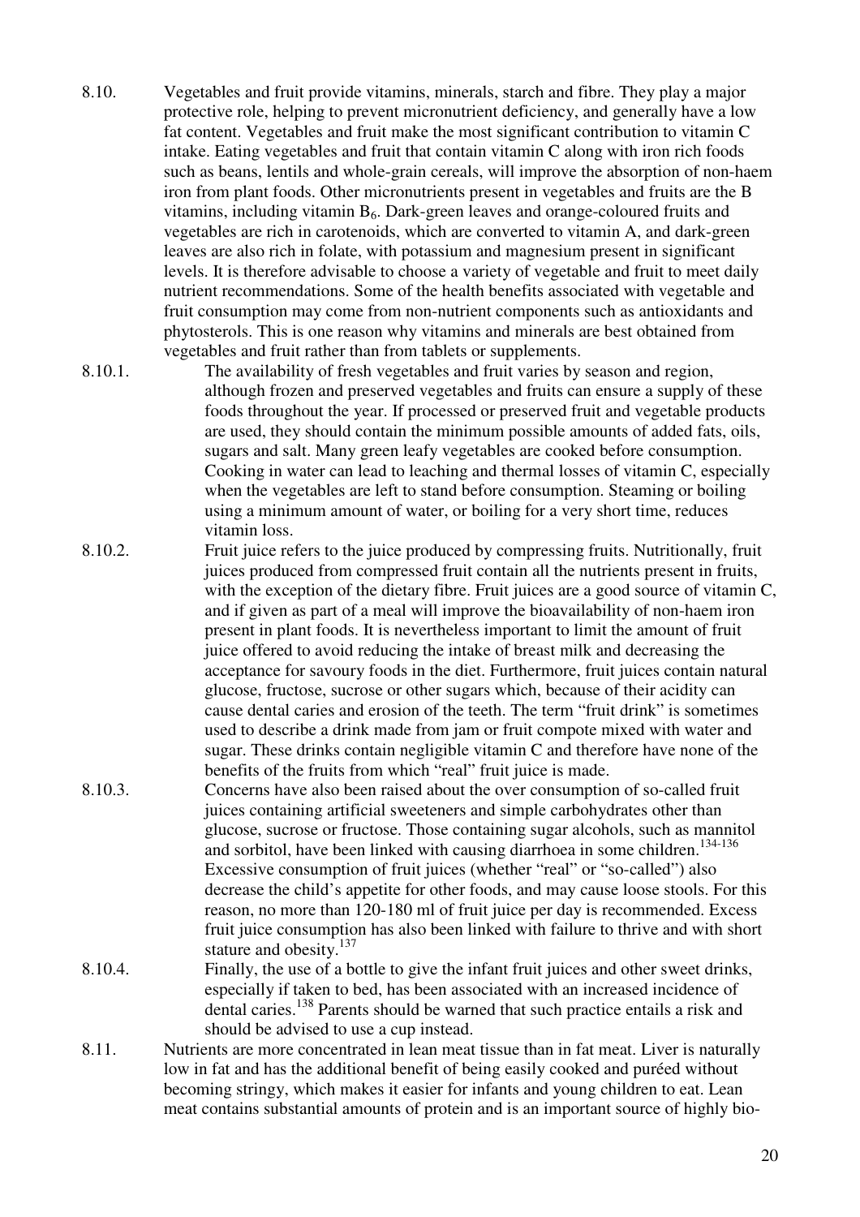8.10. Vegetables and fruit provide vitamins, minerals, starch and fibre. They play a major protective role, helping to prevent micronutrient deficiency, and generally have a low fat content. Vegetables and fruit make the most significant contribution to vitamin C intake. Eating vegetables and fruit that contain vitamin C along with iron rich foods such as beans, lentils and whole-grain cereals, will improve the absorption of non-haem iron from plant foods. Other micronutrients present in vegetables and fruits are the B vitamins, including vitamin $B_6$. Dark-green leaves and orange-coloured fruits and vegetables are rich in carotenoids, which are converted to vitamin A, and dark-green leaves are also rich in folate, with potassium and magnesium present in significant levels. It is therefore advisable to choose a variety of vegetable and fruit to meet daily nutrient recommendations. Some of the health benefits associated with vegetable and fruit consumption may come from non-nutrient components such as antioxidants and phytosterols. This is one reason why vitamins and minerals are best obtained from vegetables and fruit rather than from tablets or supplements.

8.10.1. The availability of fresh vegetables and fruit varies by season and region, although frozen and preserved vegetables and fruits can ensure a supply of these foods throughout the year. If processed or preserved fruit and vegetable products are used, they should contain the minimum possible amounts of added fats, oils, sugars and salt. Many green leafy vegetables are cooked before consumption. Cooking in water can lead to leaching and thermal losses of vitamin C, especially when the vegetables are left to stand before consumption. Steaming or boiling using a minimum amount of water, or boiling for a very short time, reduces vitamin loss.

8.10.2. Fruit juice refers to the juice produced by compressing fruits. Nutritionally, fruit juices produced from compressed fruit contain all the nutrients present in fruits, with the exception of the dietary fibre. Fruit juices are a good source of vitamin C, and if given as part of a meal will improve the bioavailability of non-haem iron present in plant foods. It is nevertheless important to limit the amount of fruit juice offered to avoid reducing the intake of breast milk and decreasing the acceptance for savoury foods in the diet. Furthermore, fruit juices contain natural glucose, fructose, sucrose or other sugars which, because of their acidity can cause dental caries and erosion of the teeth. The term "fruit drink" is sometimes used to describe a drink made from jam or fruit compote mixed with water and sugar. These drinks contain negligible vitamin C and therefore have none of the benefits of the fruits from which "real" fruit juice is made.

8.10.3. Concerns have also been raised about the over consumption of so-called fruit juices containing artificial sweeteners and simple carbohydrates other than glucose, sucrose or fructose. Those containing sugar alcohols, such as mannitol and sorbitol, have been linked with causing diarrhoea in some children.[134-136] Excessive consumption of fruit juices (whether "real" or "so-called") also decrease the child's appetite for other foods, and may cause loose stools. For this reason, no more than 120-180 ml of fruit juice per day is recommended. Excess fruit juice consumption has also been linked with failure to thrive and with short stature and obesity.[137]

8.10.4. Finally, the use of a bottle to give the infant fruit juices and other sweet drinks, especially if taken to bed, has been associated with an increased incidence of dental caries.[138] Parents should be warned that such practice entails a risk and should be advised to use a cup instead.

8.11. Nutrients are more concentrated in lean meat tissue than in fat meat. Liver is naturally low in fat and has the additional benefit of being easily cooked and puréed without becoming stringy, which makes it easier for infants and young children to eat. Lean meat contains substantial amounts of protein and is an important source of highly bio-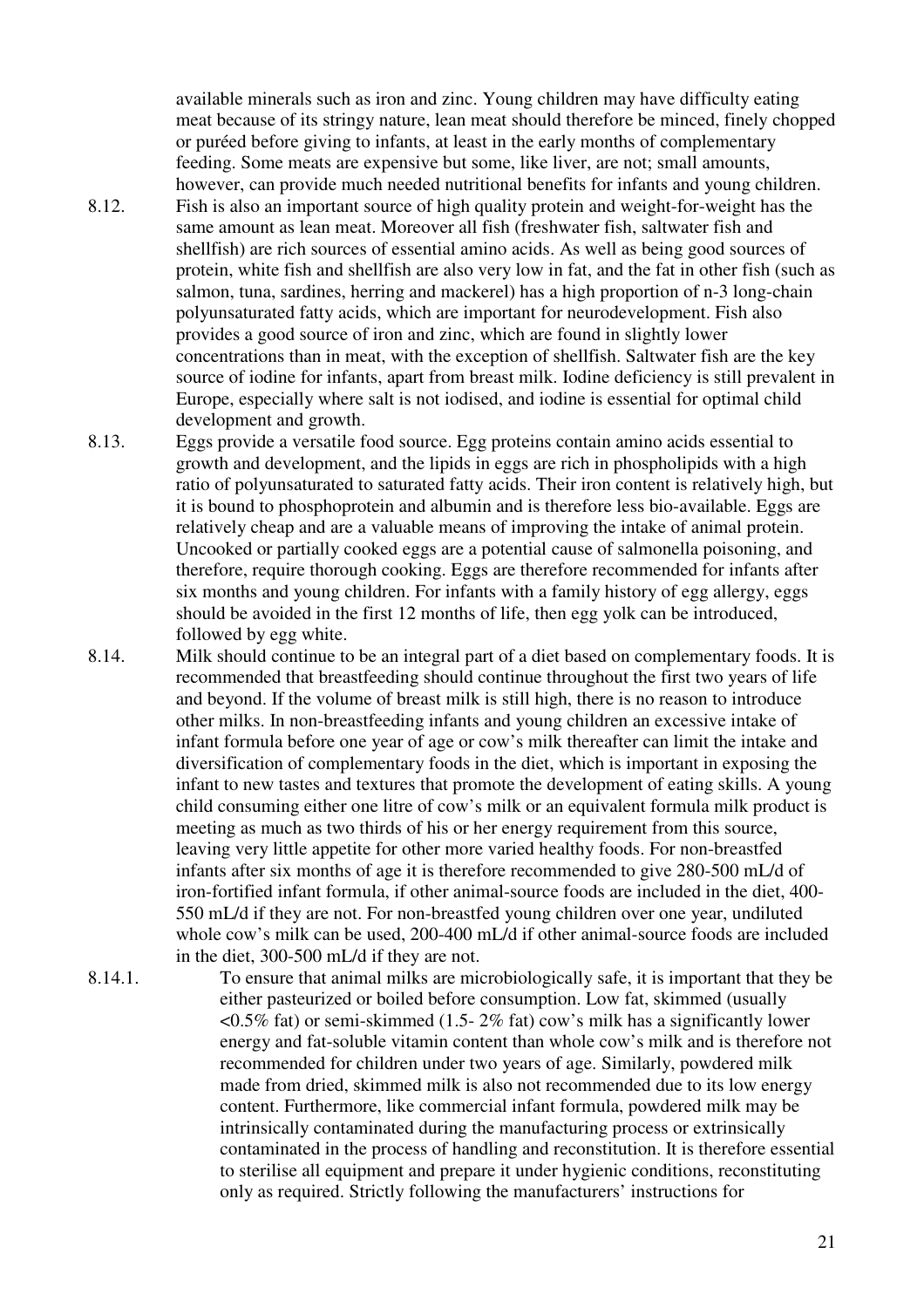available minerals such as iron and zinc. Young children may have difficulty eating meat because of its stringy nature, lean meat should therefore be minced, finely chopped or puréed before giving to infants, at least in the early months of complementary feeding. Some meats are expensive but some, like liver, are not; small amounts, however, can provide much needed nutritional benefits for infants and young children.

8.12. Fish is also an important source of high quality protein and weight-for-weight has the same amount as lean meat. Moreover all fish (freshwater fish, saltwater fish and shellfish) are rich sources of essential amino acids. As well as being good sources of protein, white fish and shellfish are also very low in fat, and the fat in other fish (such as salmon, tuna, sardines, herring and mackerel) has a high proportion of n-3 long-chain polyunsaturated fatty acids, which are important for neurodevelopment. Fish also provides a good source of iron and zinc, which are found in slightly lower concentrations than in meat, with the exception of shellfish. Saltwater fish are the key source of iodine for infants, apart from breast milk. Iodine deficiency is still prevalent in Europe, especially where salt is not iodised, and iodine is essential for optimal child development and growth.

8.13. Eggs provide a versatile food source. Egg proteins contain amino acids essential to growth and development, and the lipids in eggs are rich in phospholipids with a high ratio of polyunsaturated to saturated fatty acids. Their iron content is relatively high, but it is bound to phosphoprotein and albumin and is therefore less bio-available. Eggs are relatively cheap and are a valuable means of improving the intake of animal protein. Uncooked or partially cooked eggs are a potential cause of salmonella poisoning, and therefore, require thorough cooking. Eggs are therefore recommended for infants after six months and young children. For infants with a family history of egg allergy, eggs should be avoided in the first 12 months of life, then egg yolk can be introduced, followed by egg white.

8.14. Milk should continue to be an integral part of a diet based on complementary foods. It is recommended that breastfeeding should continue throughout the first two years of life and beyond. If the volume of breast milk is still high, there is no reason to introduce other milks. In non-breastfeeding infants and young children an excessive intake of infant formula before one year of age or cow's milk thereafter can limit the intake and diversification of complementary foods in the diet, which is important in exposing the infant to new tastes and textures that promote the development of eating skills. A young child consuming either one litre of cow's milk or an equivalent formula milk product is meeting as much as two thirds of his or her energy requirement from this source, leaving very little appetite for other more varied healthy foods. For non-breastfed infants after six months of age it is therefore recommended to give 280-500 mL/d of iron-fortified infant formula, if other animal-source foods are included in the diet, 400-550 mL/d if they are not. For non-breastfed young children over one year, undiluted whole cow's milk can be used, 200-400 mL/d if other animal-source foods are included in the diet, 300-500 mL/d if they are not.

8.14.1. To ensure that animal milks are microbiologically safe, it is important that they be either pasteurized or boiled before consumption. Low fat, skimmed (usually <0.5% fat) or semi-skimmed (1.5- 2% fat) cow's milk has a significantly lower energy and fat-soluble vitamin content than whole cow's milk and is therefore not recommended for children under two years of age. Similarly, powdered milk made from dried, skimmed milk is also not recommended due to its low energy content. Furthermore, like commercial infant formula, powdered milk may be intrinsically contaminated during the manufacturing process or extrinsically contaminated in the process of handling and reconstitution. It is therefore essential to sterilise all equipment and prepare it under hygienic conditions, reconstituting only as required. Strictly following the manufacturers' instructions for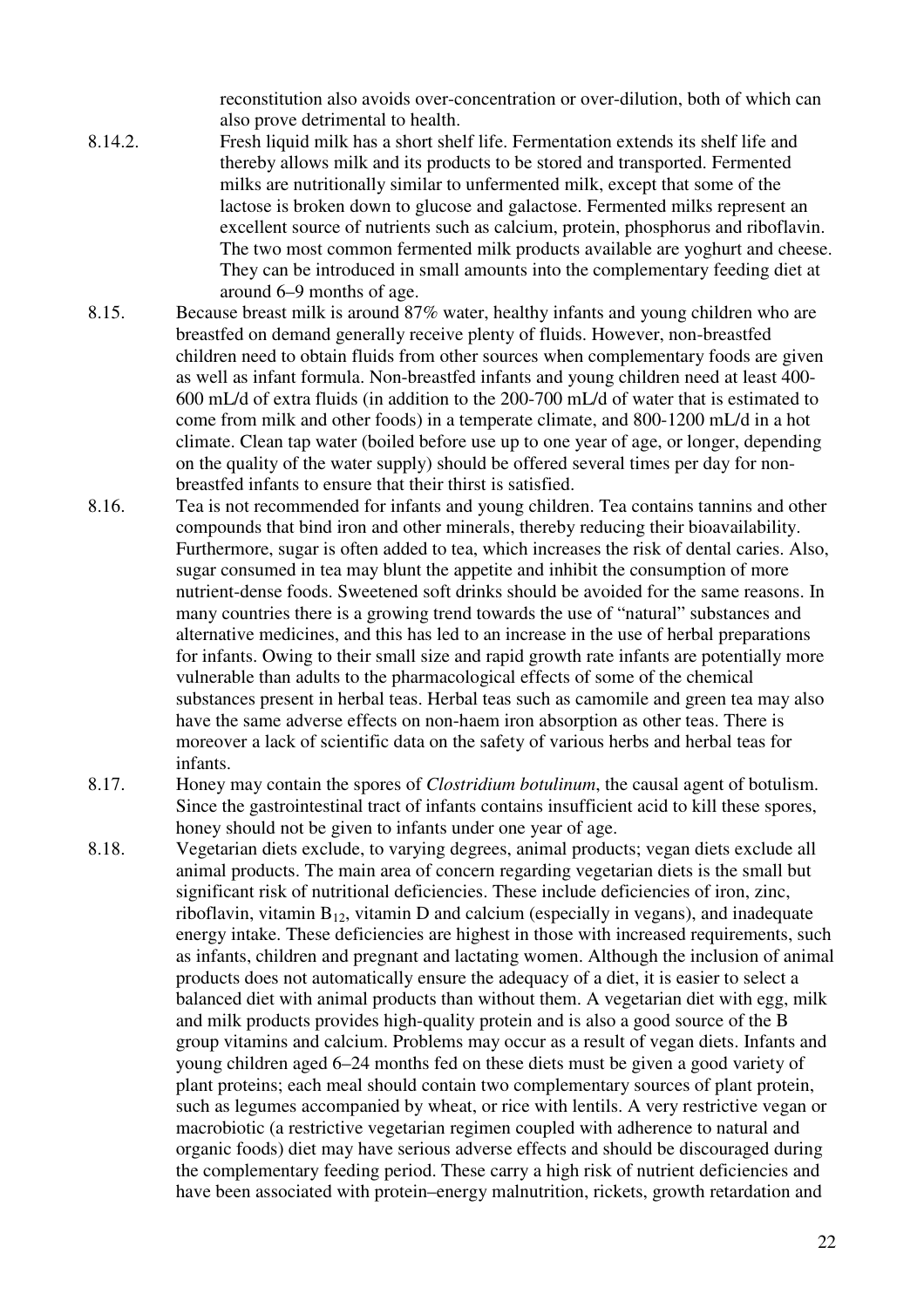reconstitution also avoids over-concentration or over-dilution, both of which can also prove detrimental to health.

8.14.2. Fresh liquid milk has a short shelf life. Fermentation extends its shelf life and thereby allows milk and its products to be stored and transported. Fermented milks are nutritionally similar to unfermented milk, except that some of the lactose is broken down to glucose and galactose. Fermented milks represent an excellent source of nutrients such as calcium, protein, phosphorus and riboflavin. The two most common fermented milk products available are yoghurt and cheese. They can be introduced in small amounts into the complementary feeding diet at around 6–9 months of age.

8.15. Because breast milk is around 87% water, healthy infants and young children who are breastfed on demand generally receive plenty of fluids. However, non-breastfed children need to obtain fluids from other sources when complementary foods are given as well as infant formula. Non-breastfed infants and young children need at least 400-600 mL/d of extra fluids (in addition to the 200-700 mL/d of water that is estimated to come from milk and other foods) in a temperate climate, and 800-1200 mL/d in a hot climate. Clean tap water (boiled before use up to one year of age, or longer, depending on the quality of the water supply) should be offered several times per day for non-breastfed infants to ensure that their thirst is satisfied.

8.16. Tea is not recommended for infants and young children. Tea contains tannins and other compounds that bind iron and other minerals, thereby reducing their bioavailability. Furthermore, sugar is often added to tea, which increases the risk of dental caries. Also, sugar consumed in tea may blunt the appetite and inhibit the consumption of more nutrient-dense foods. Sweetened soft drinks should be avoided for the same reasons. In many countries there is a growing trend towards the use of "natural" substances and alternative medicines, and this has led to an increase in the use of herbal preparations for infants. Owing to their small size and rapid growth rate infants are potentially more vulnerable than adults to the pharmacological effects of some of the chemical substances present in herbal teas. Herbal teas such as camomile and green tea may also have the same adverse effects on non-haem iron absorption as other teas. There is moreover a lack of scientific data on the safety of various herbs and herbal teas for infants.

8.17. Honey may contain the spores of *Clostridium botulinum*, the causal agent of botulism. Since the gastrointestinal tract of infants contains insufficient acid to kill these spores, honey should not be given to infants under one year of age.

8.18. Vegetarian diets exclude, to varying degrees, animal products; vegan diets exclude all animal products. The main area of concern regarding vegetarian diets is the small but significant risk of nutritional deficiencies. These include deficiencies of iron, zinc, riboflavin, vitamin $B_{12}$, vitamin D and calcium (especially in vegans), and inadequate energy intake. These deficiencies are highest in those with increased requirements, such as infants, children and pregnant and lactating women. Although the inclusion of animal products does not automatically ensure the adequacy of a diet, it is easier to select a balanced diet with animal products than without them. A vegetarian diet with egg, milk and milk products provides high-quality protein and is also a good source of the B group vitamins and calcium. Problems may occur as a result of vegan diets. Infants and young children aged 6–24 months fed on these diets must be given a good variety of plant proteins; each meal should contain two complementary sources of plant protein, such as legumes accompanied by wheat, or rice with lentils. A very restrictive vegan or macrobiotic (a restrictive vegetarian regimen coupled with adherence to natural and organic foods) diet may have serious adverse effects and should be discouraged during the complementary feeding period. These carry a high risk of nutrient deficiencies and have been associated with protein–energy malnutrition, rickets, growth retardation and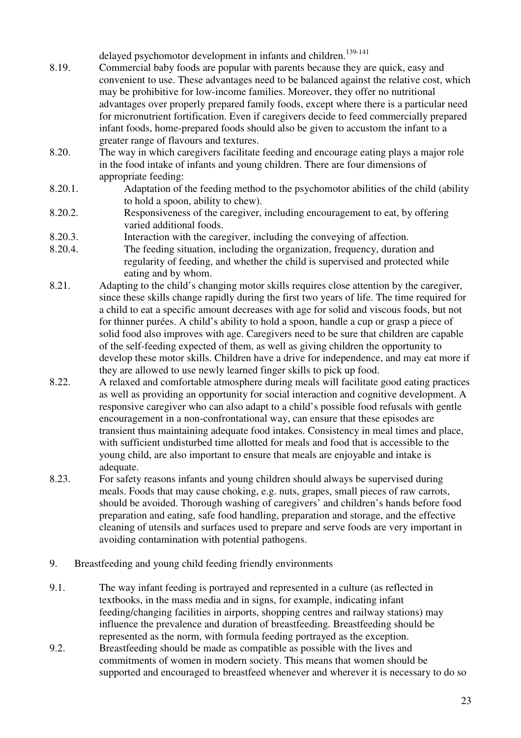delayed psychomotor development in infants and children.[139-141]

8.19. Commercial baby foods are popular with parents because they are quick, easy and convenient to use. These advantages need to be balanced against the relative cost, which may be prohibitive for low-income families. Moreover, they offer no nutritional advantages over properly prepared family foods, except where there is a particular need for micronutrient fortification. Even if caregivers decide to feed commercially prepared infant foods, home-prepared foods should also be given to accustom the infant to a greater range of flavours and textures.

8.20. The way in which caregivers facilitate feeding and encourage eating plays a major role in the food intake of infants and young children. There are four dimensions of appropriate feeding:

8.20.1. Adaptation of the feeding method to the psychomotor abilities of the child (ability to hold a spoon, ability to chew).

8.20.2. Responsiveness of the caregiver, including encouragement to eat, by offering varied additional foods.

8.20.3. Interaction with the caregiver, including the conveying of affection.

8.20.4. The feeding situation, including the organization, frequency, duration and regularity of feeding, and whether the child is supervised and protected while eating and by whom.

8.21. Adapting to the child's changing motor skills requires close attention by the caregiver, since these skills change rapidly during the first two years of life. The time required for a child to eat a specific amount decreases with age for solid and viscous foods, but not for thinner purées. A child's ability to hold a spoon, handle a cup or grasp a piece of solid food also improves with age. Caregivers need to be sure that children are capable of the self-feeding expected of them, as well as giving children the opportunity to develop these motor skills. Children have a drive for independence, and may eat more if they are allowed to use newly learned finger skills to pick up food.

8.22. A relaxed and comfortable atmosphere during meals will facilitate good eating practices as well as providing an opportunity for social interaction and cognitive development. A responsive caregiver who can also adapt to a child's possible food refusals with gentle encouragement in a non-confrontational way, can ensure that these episodes are transient thus maintaining adequate food intakes. Consistency in meal times and place, with sufficient undisturbed time allotted for meals and food that is accessible to the young child, are also important to ensure that meals are enjoyable and intake is adequate.

8.23. For safety reasons infants and young children should always be supervised during meals. Foods that may cause choking, e.g. nuts, grapes, small pieces of raw carrots, should be avoided. Thorough washing of caregivers' and children's hands before food preparation and eating, safe food handling, preparation and storage, and the effective cleaning of utensils and surfaces used to prepare and serve foods are very important in avoiding contamination with potential pathogens.

## 9. Breastfeeding and young child feeding friendly environments

9.1. The way infant feeding is portrayed and represented in a culture (as reflected in textbooks, in the mass media and in signs, for example, indicating infant feeding/changing facilities in airports, shopping centres and railway stations) may influence the prevalence and duration of breastfeeding. Breastfeeding should be represented as the norm, with formula feeding portrayed as the exception.

9.2. Breastfeeding should be made as compatible as possible with the lives and commitments of women in modern society. This means that women should be supported and encouraged to breastfeed whenever and wherever it is necessary to do so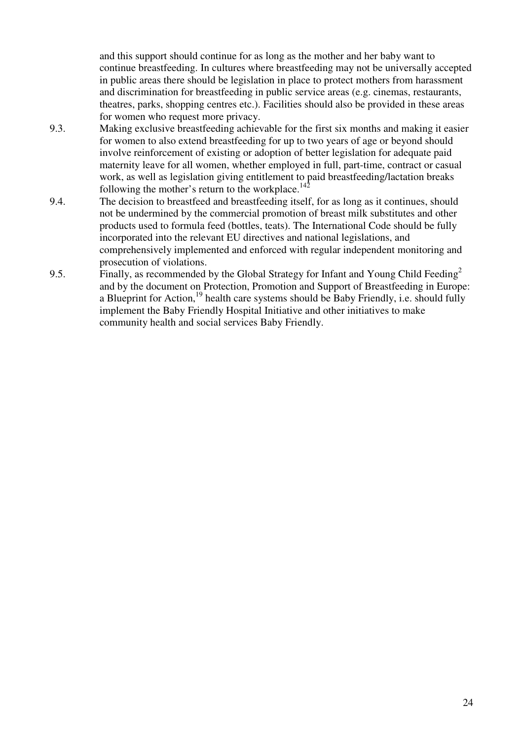and this support should continue for as long as the mother and her baby want to continue breastfeeding. In cultures where breastfeeding may not be universally accepted in public areas there should be legislation in place to protect mothers from harassment and discrimination for breastfeeding in public service areas (e.g. cinemas, restaurants, theatres, parks, shopping centres etc.). Facilities should also be provided in these areas for women who request more privacy.

9.3. Making exclusive breastfeeding achievable for the first six months and making it easier for women to also extend breastfeeding for up to two years of age or beyond should involve reinforcement of existing or adoption of better legislation for adequate paid maternity leave for all women, whether employed in full, part-time, contract or casual work, as well as legislation giving entitlement to paid breastfeeding/lactation breaks following the mother's return to the workplace.[142]

9.4. The decision to breastfeed and breastfeeding itself, for as long as it continues, should not be undermined by the commercial promotion of breast milk substitutes and other products used to formula feed (bottles, teats). The International Code should be fully incorporated into the relevant EU directives and national legislations, and comprehensively implemented and enforced with regular independent monitoring and prosecution of violations.

9.5. Finally, as recommended by the Global Strategy for Infant and Young Child Feeding[2] and by the document on Protection, Promotion and Support of Breastfeeding in Europe: a Blueprint for Action,[19] health care systems should be Baby Friendly, i.e. should fully implement the Baby Friendly Hospital Initiative and other initiatives to make community health and social services Baby Friendly.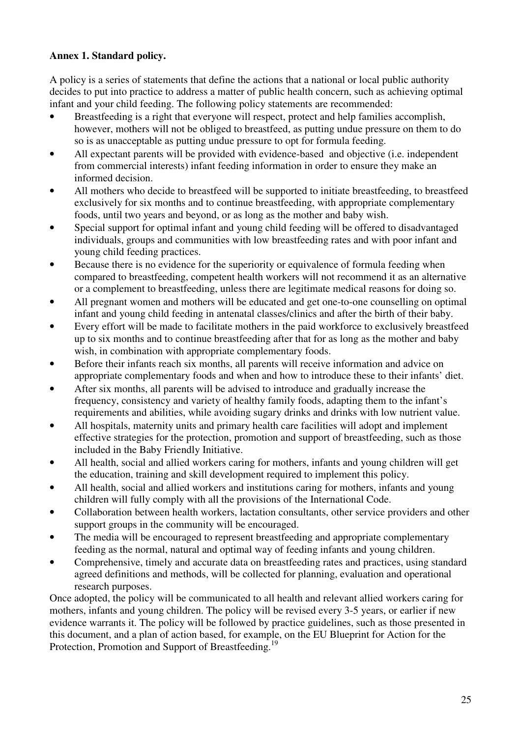**Annex 1. Standard policy.**

A policy is a series of statements that define the actions that a national or local public authority decides to put into practice to address a matter of public health concern, such as achieving optimal infant and your child feeding. The following policy statements are recommended:

- Breastfeeding is a right that everyone will respect, protect and help families accomplish, however, mothers will not be obliged to breastfeed, as putting undue pressure on them to do so is as unacceptable as putting undue pressure to opt for formula feeding.
- All expectant parents will be provided with evidence-based and objective (i.e. independent from commercial interests) infant feeding information in order to ensure they make an informed decision.
- All mothers who decide to breastfeed will be supported to initiate breastfeeding, to breastfeed exclusively for six months and to continue breastfeeding, with appropriate complementary foods, until two years and beyond, or as long as the mother and baby wish.
- Special support for optimal infant and young child feeding will be offered to disadvantaged individuals, groups and communities with low breastfeeding rates and with poor infant and young child feeding practices.
- Because there is no evidence for the superiority or equivalence of formula feeding when compared to breastfeeding, competent health workers will not recommend it as an alternative or a complement to breastfeeding, unless there are legitimate medical reasons for doing so.
- All pregnant women and mothers will be educated and get one-to-one counselling on optimal infant and young child feeding in antenatal classes/clinics and after the birth of their baby.
- Every effort will be made to facilitate mothers in the paid workforce to exclusively breastfeed up to six months and to continue breastfeeding after that for as long as the mother and baby wish, in combination with appropriate complementary foods.
- Before their infants reach six months, all parents will receive information and advice on appropriate complementary foods and when and how to introduce these to their infants' diet.
- After six months, all parents will be advised to introduce and gradually increase the frequency, consistency and variety of healthy family foods, adapting them to the infant's requirements and abilities, while avoiding sugary drinks and drinks with low nutrient value.
- All hospitals, maternity units and primary health care facilities will adopt and implement effective strategies for the protection, promotion and support of breastfeeding, such as those included in the Baby Friendly Initiative.
- All health, social and allied workers caring for mothers, infants and young children will get the education, training and skill development required to implement this policy.
- All health, social and allied workers and institutions caring for mothers, infants and young children will fully comply with all the provisions of the International Code.
- Collaboration between health workers, lactation consultants, other service providers and other support groups in the community will be encouraged.
- The media will be encouraged to represent breastfeeding and appropriate complementary feeding as the normal, natural and optimal way of feeding infants and young children.
- Comprehensive, timely and accurate data on breastfeeding rates and practices, using standard agreed definitions and methods, will be collected for planning, evaluation and operational research purposes.

Once adopted, the policy will be communicated to all health and relevant allied workers caring for mothers, infants and young children. The policy will be revised every 3-5 years, or earlier if new evidence warrants it. The policy will be followed by practice guidelines, such as those presented in this document, and a plan of action based, for example, on the EU Blueprint for Action for the Protection, Promotion and Support of Breastfeeding.[19]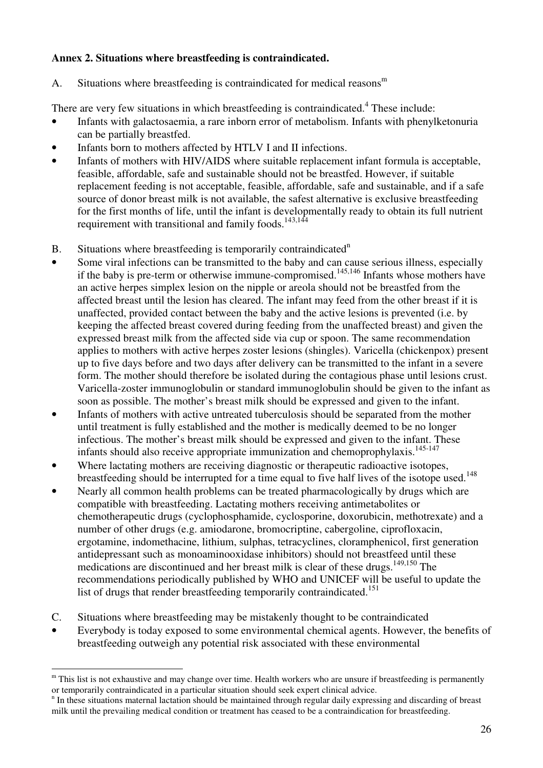**Annex 2. Situations where breastfeeding is contraindicated.**

A. Situations where breastfeeding is contraindicated for medical reasons[m]

There are very few situations in which breastfeeding is contraindicated.[4] These include:

- Infants with galactosaemia, a rare inborn error of metabolism. Infants with phenylketonuria can be partially breastfed.
- Infants born to mothers affected by HTLV I and II infections.
- Infants of mothers with HIV/AIDS where suitable replacement infant formula is acceptable, feasible, affordable, safe and sustainable should not be breastfed. However, if suitable replacement feeding is not acceptable, feasible, affordable, safe and sustainable, and if a safe source of donor breast milk is not available, the safest alternative is exclusive breastfeeding for the first months of life, until the infant is developmentally ready to obtain its full nutrient requirement with transitional and family foods.[143,144]

B. Situations where breastfeeding is temporarily contraindicated[n]

- Some viral infections can be transmitted to the baby and can cause serious illness, especially if the baby is pre-term or otherwise immune-compromised.[145,146] Infants whose mothers have an active herpes simplex lesion on the nipple or areola should not be breastfed from the affected breast until the lesion has cleared. The infant may feed from the other breast if it is unaffected, provided contact between the baby and the active lesions is prevented (i.e. by keeping the affected breast covered during feeding from the unaffected breast) and given the expressed breast milk from the affected side via cup or spoon. The same recommendation applies to mothers with active herpes zoster lesions (shingles). Varicella (chickenpox) present up to five days before and two days after delivery can be transmitted to the infant in a severe form. The mother should therefore be isolated during the contagious phase until lesions crust. Varicella-zoster immunoglobulin or standard immunoglobulin should be given to the infant as soon as possible. The mother's breast milk should be expressed and given to the infant.
- Infants of mothers with active untreated tuberculosis should be separated from the mother until treatment is fully established and the mother is medically deemed to be no longer infectious. The mother's breast milk should be expressed and given to the infant. These infants should also receive appropriate immunization and chemoprophylaxis.[145-147]
- Where lactating mothers are receiving diagnostic or therapeutic radioactive isotopes, breastfeeding should be interrupted for a time equal to five half lives of the isotope used.[148]
- Nearly all common health problems can be treated pharmacologically by drugs which are compatible with breastfeeding. Lactating mothers receiving antimetabolites or chemotherapeutic drugs (cyclophosphamide, cyclosporine, doxorubicin, methotrexate) and a number of other drugs (e.g. amiodarone, bromocriptine, cabergoline, ciprofloxacin, ergotamine, indomethacine, lithium, sulphas, tetracyclines, cloramphenicol, first generation antidepressant such as monoaminooxidase inhibitors) should not breastfeed until these medications are discontinued and her breast milk is clear of these drugs.[149,150] The recommendations periodically published by WHO and UNICEF will be useful to update the list of drugs that render breastfeeding temporarily contraindicated.[151]

C. Situations where breastfeeding may be mistakenly thought to be contraindicated

- Everybody is today exposed to some environmental chemical agents. However, the benefits of breastfeeding outweigh any potential risk associated with these environmental

---

[m] This list is not exhaustive and may change over time. Health workers who are unsure if breastfeeding is permanently or temporarily contraindicated in a particular situation should seek expert clinical advice.

[n] In these situations maternal lactation should be maintained through regular daily expressing and discarding of breast milk until the prevailing medical condition or treatment has ceased to be a contraindication for breastfeeding.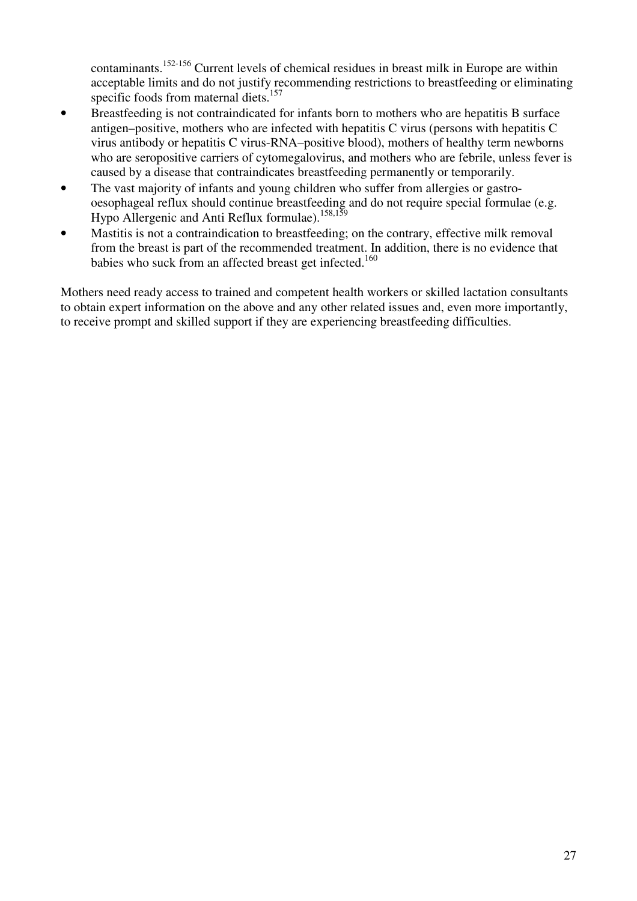contaminants.[152-156] Current levels of chemical residues in breast milk in Europe are within acceptable limits and do not justify recommending restrictions to breastfeeding or eliminating specific foods from maternal diets.[157]

- Breastfeeding is not contraindicated for infants born to mothers who are hepatitis B surface antigen–positive, mothers who are infected with hepatitis C virus (persons with hepatitis C virus antibody or hepatitis C virus-RNA–positive blood), mothers of healthy term newborns who are seropositive carriers of cytomegalovirus, and mothers who are febrile, unless fever is caused by a disease that contraindicates breastfeeding permanently or temporarily.
- The vast majority of infants and young children who suffer from allergies or gastro-oesophageal reflux should continue breastfeeding and do not require special formulae (e.g. Hypo Allergenic and Anti Reflux formulae).[158,159]
- Mastitis is not a contraindication to breastfeeding; on the contrary, effective milk removal from the breast is part of the recommended treatment. In addition, there is no evidence that babies who suck from an affected breast get infected.[160]

Mothers need ready access to trained and competent health workers or skilled lactation consultants to obtain expert information on the above and any other related issues and, even more importantly, to receive prompt and skilled support if they are experiencing breastfeeding difficulties.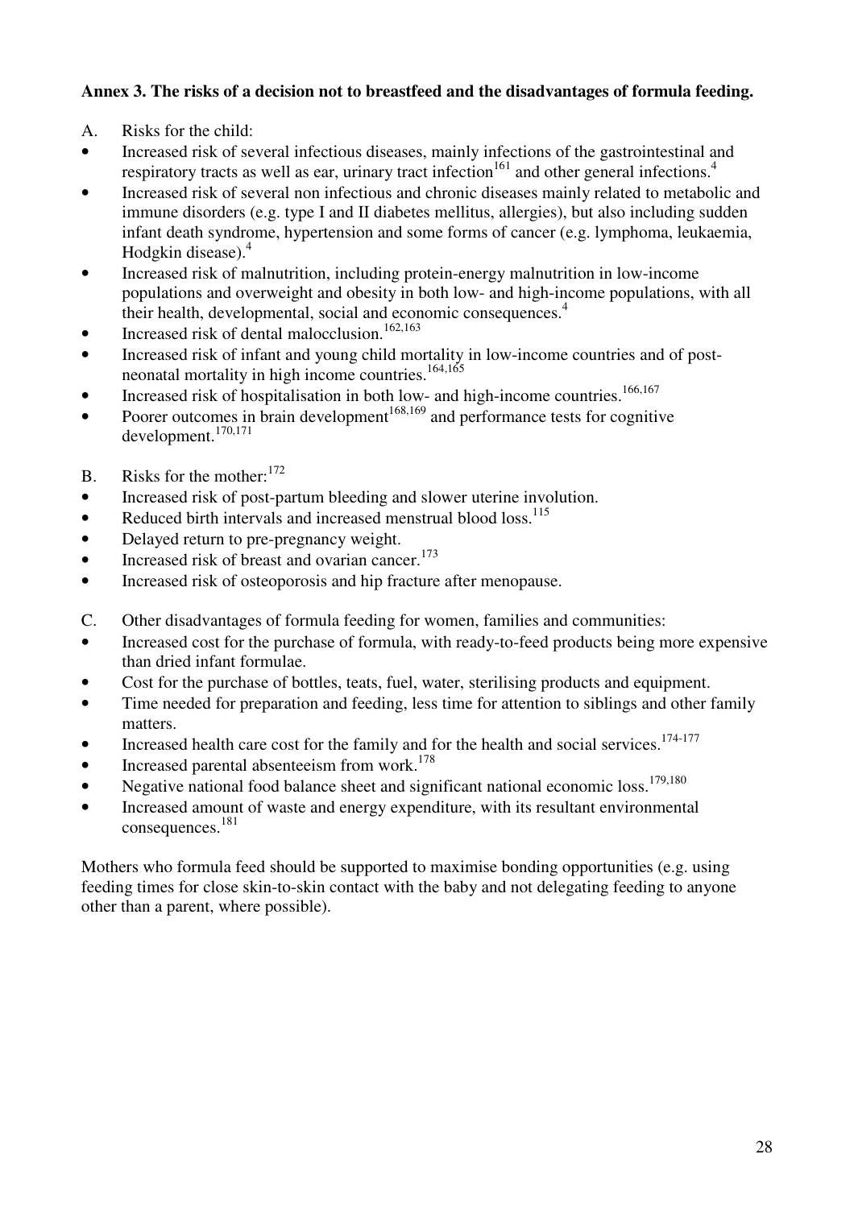**Annex 3. The risks of a decision not to breastfeed and the disadvantages of formula feeding.**

A. Risks for the child:

- Increased risk of several infectious diseases, mainly infections of the gastrointestinal and respiratory tracts as well as ear, urinary tract infection[161] and other general infections.[4]
- Increased risk of several non infectious and chronic diseases mainly related to metabolic and immune disorders (e.g. type I and II diabetes mellitus, allergies), but also including sudden infant death syndrome, hypertension and some forms of cancer (e.g. lymphoma, leukaemia, Hodgkin disease).[4]
- Increased risk of malnutrition, including protein-energy malnutrition in low-income populations and overweight and obesity in both low- and high-income populations, with all their health, developmental, social and economic consequences.[4]
- Increased risk of dental malocclusion.[162,163]
- Increased risk of infant and young child mortality in low-income countries and of post-neonatal mortality in high income countries.[164,165]
- Increased risk of hospitalisation in both low- and high-income countries.[166,167]
- Poorer outcomes in brain development[168,169] and performance tests for cognitive development.[170,171]

B. Risks for the mother:[172]

- Increased risk of post-partum bleeding and slower uterine involution.
- Reduced birth intervals and increased menstrual blood loss.[115]
- Delayed return to pre-pregnancy weight.
- Increased risk of breast and ovarian cancer.[173]
- Increased risk of osteoporosis and hip fracture after menopause.

C. Other disadvantages of formula feeding for women, families and communities:

- Increased cost for the purchase of formula, with ready-to-feed products being more expensive than dried infant formulae.
- Cost for the purchase of bottles, teats, fuel, water, sterilising products and equipment.
- Time needed for preparation and feeding, less time for attention to siblings and other family matters.
- Increased health care cost for the family and for the health and social services.[174-177]
- Increased parental absenteeism from work.[178]
- Negative national food balance sheet and significant national economic loss.[179,180]
- Increased amount of waste and energy expenditure, with its resultant environmental consequences.[181]

Mothers who formula feed should be supported to maximise bonding opportunities (e.g. using feeding times for close skin-to-skin contact with the baby and not delegating feeding to anyone other than a parent, where possible).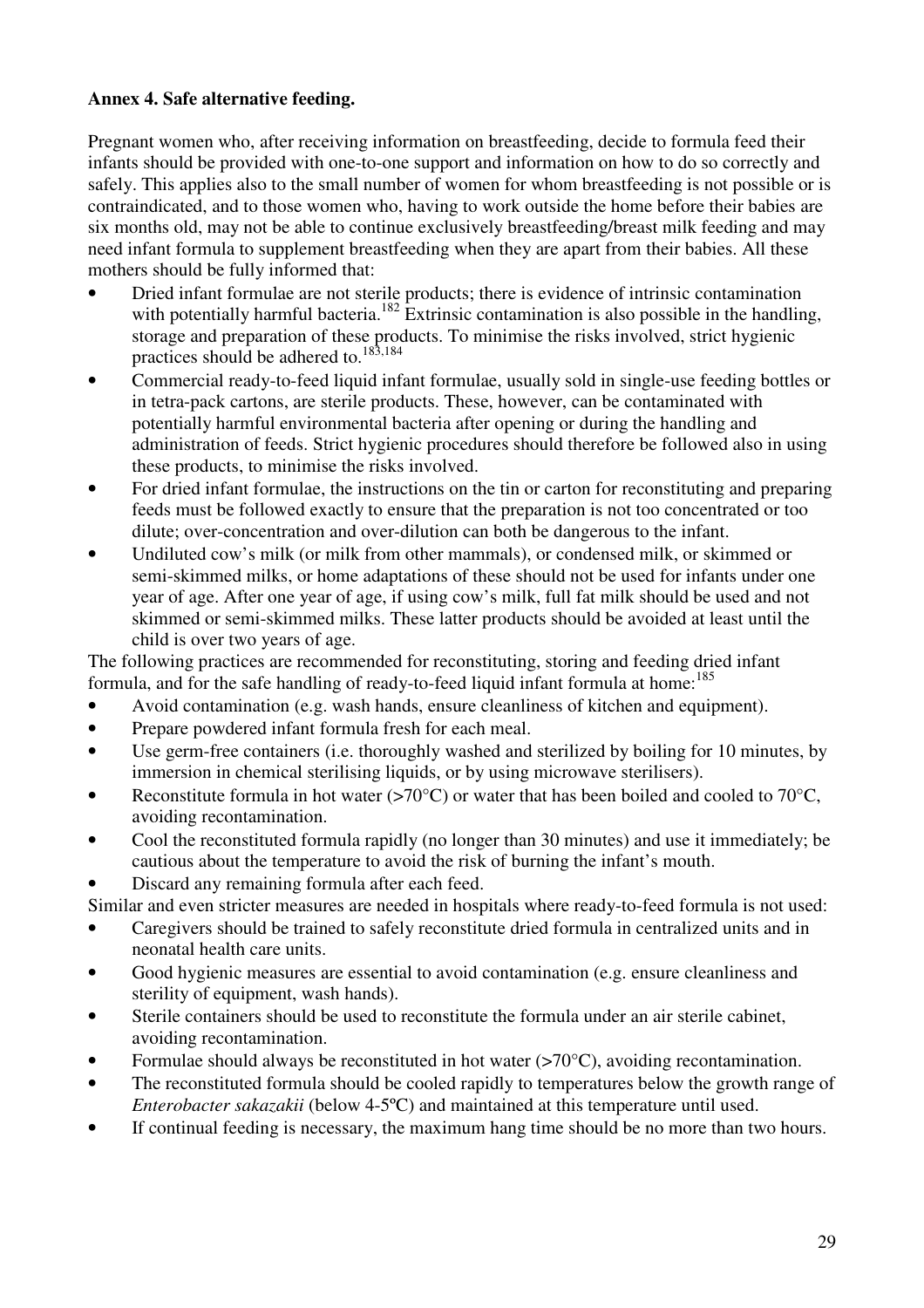**Annex 4. Safe alternative feeding.**

Pregnant women who, after receiving information on breastfeeding, decide to formula feed their infants should be provided with one-to-one support and information on how to do so correctly and safely. This applies also to the small number of women for whom breastfeeding is not possible or is contraindicated, and to those women who, having to work outside the home before their babies are six months old, may not be able to continue exclusively breastfeeding/breast milk feeding and may need infant formula to supplement breastfeeding when they are apart from their babies. All these mothers should be fully informed that:

- Dried infant formulae are not sterile products; there is evidence of intrinsic contamination with potentially harmful bacteria.[182] Extrinsic contamination is also possible in the handling, storage and preparation of these products. To minimise the risks involved, strict hygienic practices should be adhered to.[183,184]
- Commercial ready-to-feed liquid infant formulae, usually sold in single-use feeding bottles or in tetra-pack cartons, are sterile products. These, however, can be contaminated with potentially harmful environmental bacteria after opening or during the handling and administration of feeds. Strict hygienic procedures should therefore be followed also in using these products, to minimise the risks involved.
- For dried infant formulae, the instructions on the tin or carton for reconstituting and preparing feeds must be followed exactly to ensure that the preparation is not too concentrated or too dilute; over-concentration and over-dilution can both be dangerous to the infant.
- Undiluted cow's milk (or milk from other mammals), or condensed milk, or skimmed or semi-skimmed milks, or home adaptations of these should not be used for infants under one year of age. After one year of age, if using cow's milk, full fat milk should be used and not skimmed or semi-skimmed milks. These latter products should be avoided at least until the child is over two years of age.

The following practices are recommended for reconstituting, storing and feeding dried infant formula, and for the safe handling of ready-to-feed liquid infant formula at home:[185]

- Avoid contamination (e.g. wash hands, ensure cleanliness of kitchen and equipment).
- Prepare powdered infant formula fresh for each meal.
- Use germ-free containers (i.e. thoroughly washed and sterilized by boiling for 10 minutes, by immersion in chemical sterilising liquids, or by using microwave sterilisers).
- Reconstitute formula in hot water (>70°C) or water that has been boiled and cooled to 70°C, avoiding recontamination.
- Cool the reconstituted formula rapidly (no longer than 30 minutes) and use it immediately; be cautious about the temperature to avoid the risk of burning the infant's mouth.
- Discard any remaining formula after each feed.

Similar and even stricter measures are needed in hospitals where ready-to-feed formula is not used:

- Caregivers should be trained to safely reconstitute dried formula in centralized units and in neonatal health care units.
- Good hygienic measures are essential to avoid contamination (e.g. ensure cleanliness and sterility of equipment, wash hands).
- Sterile containers should be used to reconstitute the formula under an air sterile cabinet, avoiding recontamination.
- Formulae should always be reconstituted in hot water (>70°C), avoiding recontamination.
- The reconstituted formula should be cooled rapidly to temperatures below the growth range of *Enterobacter sakazakii* (below 4-5ºC) and maintained at this temperature until used.
- If continual feeding is necessary, the maximum hang time should be no more than two hours.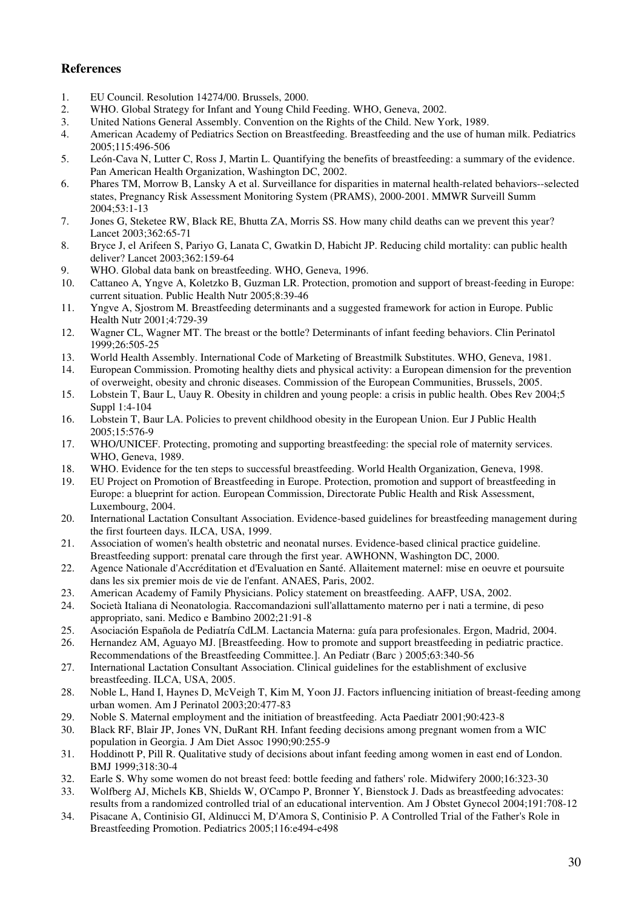## References

1. EU Council. Resolution 14274/00. Brussels, 2000.
2. WHO. Global Strategy for Infant and Young Child Feeding. WHO, Geneva, 2002.
3. United Nations General Assembly. Convention on the Rights of the Child. New York, 1989.
4. American Academy of Pediatrics Section on Breastfeeding. Breastfeeding and the use of human milk. Pediatrics 2005;115:496-506
5. León-Cava N, Lutter C, Ross J, Martin L. Quantifying the benefits of breastfeeding: a summary of the evidence. Pan American Health Organization, Washington DC, 2002.
6. Phares TM, Morrow B, Lansky A et al. Surveillance for disparities in maternal health-related behaviors--selected states, Pregnancy Risk Assessment Monitoring System (PRAMS), 2000-2001. MMWR Surveill Summ 2004;53:1-13
7. Jones G, Steketee RW, Black RE, Bhutta ZA, Morris SS. How many child deaths can we prevent this year? Lancet 2003;362:65-71
8. Bryce J, el Arifeen S, Pariyo G, Lanata C, Gwatkin D, Habicht JP. Reducing child mortality: can public health deliver? Lancet 2003;362:159-64
9. WHO. Global data bank on breastfeeding. WHO, Geneva, 1996.
10. Cattaneo A, Yngve A, Koletzko B, Guzman LR. Protection, promotion and support of breast-feeding in Europe: current situation. Public Health Nutr 2005;8:39-46
11. Yngve A, Sjostrom M. Breastfeeding determinants and a suggested framework for action in Europe. Public Health Nutr 2001;4:729-39
12. Wagner CL, Wagner MT. The breast or the bottle? Determinants of infant feeding behaviors. Clin Perinatol 1999;26:505-25
13. World Health Assembly. International Code of Marketing of Breastmilk Substitutes. WHO, Geneva, 1981.
14. European Commission. Promoting healthy diets and physical activity: a European dimension for the prevention of overweight, obesity and chronic diseases. Commission of the European Communities, Brussels, 2005.
15. Lobstein T, Baur L, Uauy R. Obesity in children and young people: a crisis in public health. Obes Rev 2004;5 Suppl 1:4-104
16. Lobstein T, Baur LA. Policies to prevent childhood obesity in the European Union. Eur J Public Health 2005;15:576-9
17. WHO/UNICEF. Protecting, promoting and supporting breastfeeding: the special role of maternity services. WHO, Geneva, 1989.
18. WHO. Evidence for the ten steps to successful breastfeeding. World Health Organization, Geneva, 1998.
19. EU Project on Promotion of Breastfeeding in Europe. Protection, promotion and support of breastfeeding in Europe: a blueprint for action. European Commission, Directorate Public Health and Risk Assessment, Luxembourg, 2004.
20. International Lactation Consultant Association. Evidence-based guidelines for breastfeeding management during the first fourteen days. ILCA, USA, 1999.
21. Association of women's health obstetric and neonatal nurses. Evidence-based clinical practice guideline. Breastfeeding support: prenatal care through the first year. AWHONN, Washington DC, 2000.
22. Agence Nationale d'Accréditation et d'Evaluation en Santé. Allaitement maternel: mise en oeuvre et poursuite dans les six premier mois de vie de l'enfant. ANAES, Paris, 2002.
23. American Academy of Family Physicians. Policy statement on breastfeeding. AAFP, USA, 2002.
24. Società Italiana di Neonatologia. Raccomandazioni sull'allattamento materno per i nati a termine, di peso appropriato, sani. Medico e Bambino 2002;21:91-8
25. Asociación Española de Pediatría CdLM. Lactancia Materna: guía para profesionales. Ergon, Madrid, 2004.
26. Hernandez AM, Aguayo MJ. [Breastfeeding. How to promote and support breastfeeding in pediatric practice. Recommendations of the Breastfeeding Committee.]. An Pediatr (Barc ) 2005;63:340-56
27. International Lactation Consultant Association. Clinical guidelines for the establishment of exclusive breastfeeding. ILCA, USA, 2005.
28. Noble L, Hand I, Haynes D, McVeigh T, Kim M, Yoon JJ. Factors influencing initiation of breast-feeding among urban women. Am J Perinatol 2003;20:477-83
29. Noble S. Maternal employment and the initiation of breastfeeding. Acta Paediatr 2001;90:423-8
30. Black RF, Blair JP, Jones VN, DuRant RH. Infant feeding decisions among pregnant women from a WIC population in Georgia. J Am Diet Assoc 1990;90:255-9
31. Hoddinott P, Pill R. Qualitative study of decisions about infant feeding among women in east end of London. BMJ 1999;318:30-4
32. Earle S. Why some women do not breast feed: bottle feeding and fathers' role. Midwifery 2000;16:323-30
33. Wolfberg AJ, Michels KB, Shields W, O'Campo P, Bronner Y, Bienstock J. Dads as breastfeeding advocates: results from a randomized controlled trial of an educational intervention. Am J Obstet Gynecol 2004;191:708-12
34. Pisacane A, Continisio GI, Aldinucci M, D'Amora S, Continisio P. A Controlled Trial of the Father's Role in Breastfeeding Promotion. Pediatrics 2005;116:e494-e498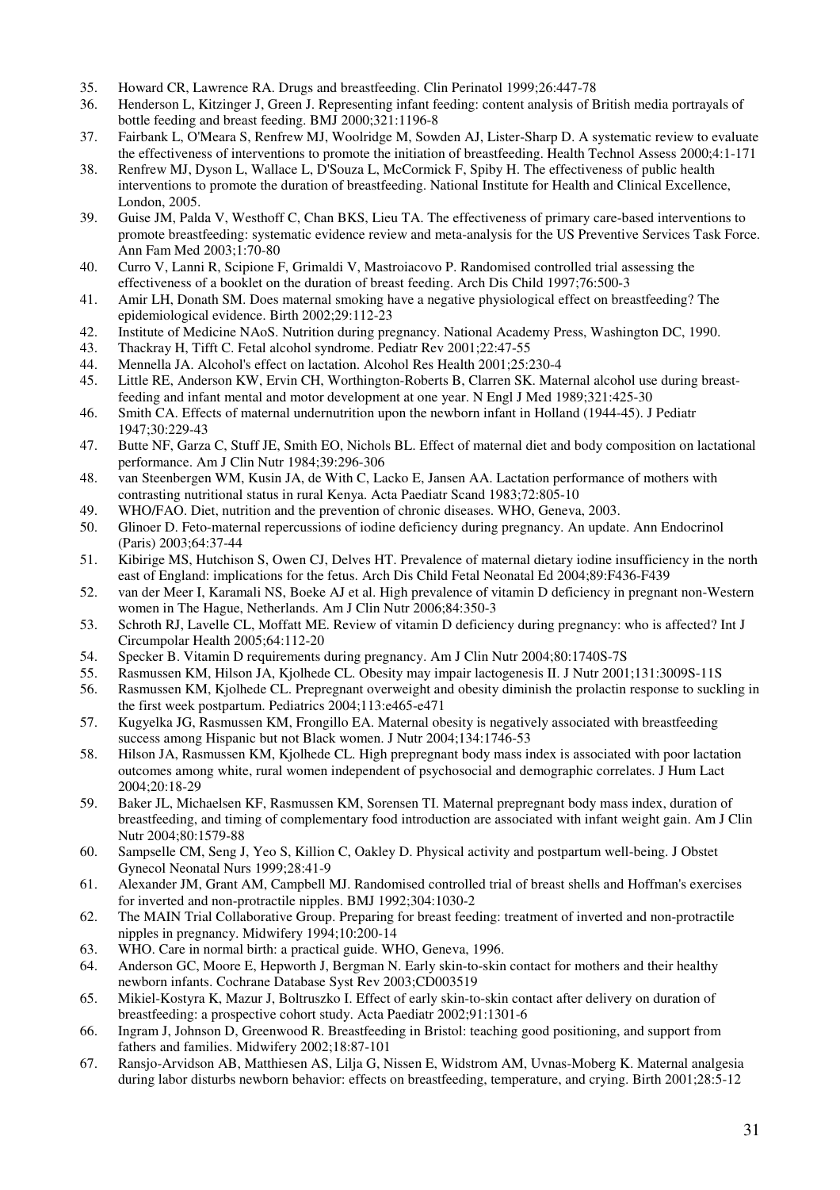35. Howard CR, Lawrence RA. Drugs and breastfeeding. Clin Perinatol 1999;26:447-78
36. Henderson L, Kitzinger J, Green J. Representing infant feeding: content analysis of British media portrayals of bottle feeding and breast feeding. BMJ 2000;321:1196-8
37. Fairbank L, O'Meara S, Renfrew MJ, Woolridge M, Sowden AJ, Lister-Sharp D. A systematic review to evaluate the effectiveness of interventions to promote the initiation of breastfeeding. Health Technol Assess 2000;4:1-171
38. Renfrew MJ, Dyson L, Wallace L, D'Souza L, McCormick F, Spiby H. The effectiveness of public health interventions to promote the duration of breastfeeding. National Institute for Health and Clinical Excellence, London, 2005.
39. Guise JM, Palda V, Westhoff C, Chan BKS, Lieu TA. The effectiveness of primary care-based interventions to promote breastfeeding: systematic evidence review and meta-analysis for the US Preventive Services Task Force. Ann Fam Med 2003;1:70-80
40. Curro V, Lanni R, Scipione F, Grimaldi V, Mastroiacovo P. Randomised controlled trial assessing the effectiveness of a booklet on the duration of breast feeding. Arch Dis Child 1997;76:500-3
41. Amir LH, Donath SM. Does maternal smoking have a negative physiological effect on breastfeeding? The epidemiological evidence. Birth 2002;29:112-23
42. Institute of Medicine NAoS. Nutrition during pregnancy. National Academy Press, Washington DC, 1990.
43. Thackray H, Tifft C. Fetal alcohol syndrome. Pediatr Rev 2001;22:47-55
44. Mennella JA. Alcohol's effect on lactation. Alcohol Res Health 2001;25:230-4
45. Little RE, Anderson KW, Ervin CH, Worthington-Roberts B, Clarren SK. Maternal alcohol use during breast-feeding and infant mental and motor development at one year. N Engl J Med 1989;321:425-30
46. Smith CA. Effects of maternal undernutrition upon the newborn infant in Holland (1944-45). J Pediatr 1947;30:229-43
47. Butte NF, Garza C, Stuff JE, Smith EO, Nichols BL. Effect of maternal diet and body composition on lactational performance. Am J Clin Nutr 1984;39:296-306
48. van Steenbergen WM, Kusin JA, de With C, Lacko E, Jansen AA. Lactation performance of mothers with contrasting nutritional status in rural Kenya. Acta Paediatr Scand 1983;72:805-10
49. WHO/FAO. Diet, nutrition and the prevention of chronic diseases. WHO, Geneva, 2003.
50. Glinoer D. Feto-maternal repercussions of iodine deficiency during pregnancy. An update. Ann Endocrinol (Paris) 2003;64:37-44
51. Kibirige MS, Hutchison S, Owen CJ, Delves HT. Prevalence of maternal dietary iodine insufficiency in the north east of England: implications for the fetus. Arch Dis Child Fetal Neonatal Ed 2004;89:F436-F439
52. van der Meer I, Karamali NS, Boeke AJ et al. High prevalence of vitamin D deficiency in pregnant non-Western women in The Hague, Netherlands. Am J Clin Nutr 2006;84:350-3
53. Schroth RJ, Lavelle CL, Moffatt ME. Review of vitamin D deficiency during pregnancy: who is affected? Int J Circumpolar Health 2005;64:112-20
54. Specker B. Vitamin D requirements during pregnancy. Am J Clin Nutr 2004;80:1740S-7S
55. Rasmussen KM, Hilson JA, Kjolhede CL. Obesity may impair lactogenesis II. J Nutr 2001;131:3009S-11S
56. Rasmussen KM, Kjolhede CL. Prepregnant overweight and obesity diminish the prolactin response to suckling in the first week postpartum. Pediatrics 2004;113:e465-e471
57. Kugyelka JG, Rasmussen KM, Frongillo EA. Maternal obesity is negatively associated with breastfeeding success among Hispanic but not Black women. J Nutr 2004;134:1746-53
58. Hilson JA, Rasmussen KM, Kjolhede CL. High prepregnant body mass index is associated with poor lactation outcomes among white, rural women independent of psychosocial and demographic correlates. J Hum Lact 2004;20:18-29
59. Baker JL, Michaelsen KF, Rasmussen KM, Sorensen TI. Maternal prepregnant body mass index, duration of breastfeeding, and timing of complementary food introduction are associated with infant weight gain. Am J Clin Nutr 2004;80:1579-88
60. Sampselle CM, Seng J, Yeo S, Killion C, Oakley D. Physical activity and postpartum well-being. J Obstet Gynecol Neonatal Nurs 1999;28:41-9
61. Alexander JM, Grant AM, Campbell MJ. Randomised controlled trial of breast shells and Hoffman's exercises for inverted and non-protractile nipples. BMJ 1992;304:1030-2
62. The MAIN Trial Collaborative Group. Preparing for breast feeding: treatment of inverted and non-protractile nipples in pregnancy. Midwifery 1994;10:200-14
63. WHO. Care in normal birth: a practical guide. WHO, Geneva, 1996.
64. Anderson GC, Moore E, Hepworth J, Bergman N. Early skin-to-skin contact for mothers and their healthy newborn infants. Cochrane Database Syst Rev 2003;CD003519
65. Mikiel-Kostyra K, Mazur J, Boltruszko I. Effect of early skin-to-skin contact after delivery on duration of breastfeeding: a prospective cohort study. Acta Paediatr 2002;91:1301-6
66. Ingram J, Johnson D, Greenwood R. Breastfeeding in Bristol: teaching good positioning, and support from fathers and families. Midwifery 2002;18:87-101
67. Ransjo-Arvidson AB, Matthiesen AS, Lilja G, Nissen E, Widstrom AM, Uvnas-Moberg K. Maternal analgesia during labor disturbs newborn behavior: effects on breastfeeding, temperature, and crying. Birth 2001;28:5-12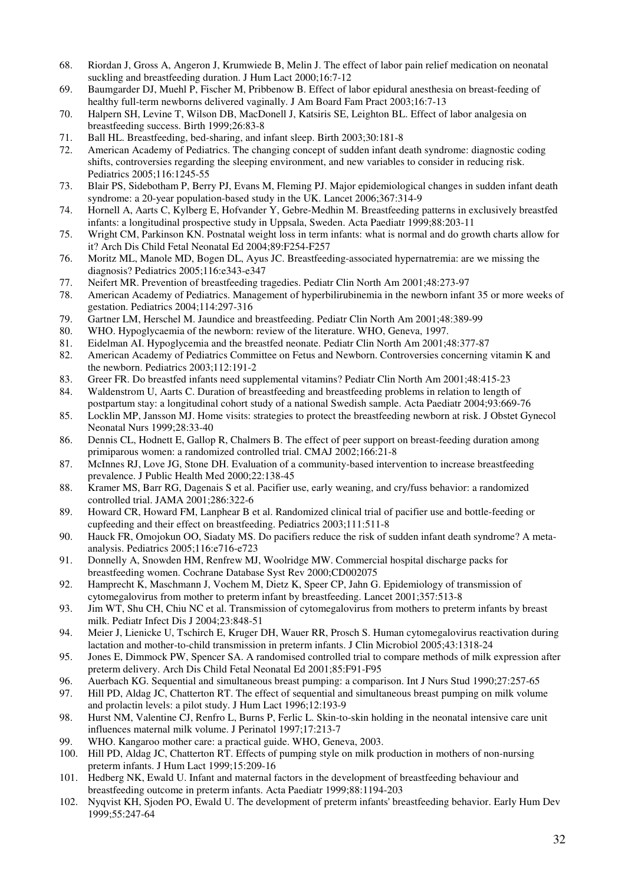68. Riordan J, Gross A, Angeron J, Krumwiede B, Melin J. The effect of labor pain relief medication on neonatal suckling and breastfeeding duration. J Hum Lact 2000;16:7-12
69. Baumgarder DJ, Muehl P, Fischer M, Pribbenow B. Effect of labor epidural anesthesia on breast-feeding of healthy full-term newborns delivered vaginally. J Am Board Fam Pract 2003;16:7-13
70. Halpern SH, Levine T, Wilson DB, MacDonell J, Katsiris SE, Leighton BL. Effect of labor analgesia on breastfeeding success. Birth 1999;26:83-8
71. Ball HL. Breastfeeding, bed-sharing, and infant sleep. Birth 2003;30:181-8
72. American Academy of Pediatrics. The changing concept of sudden infant death syndrome: diagnostic coding shifts, controversies regarding the sleeping environment, and new variables to consider in reducing risk. Pediatrics 2005;116:1245-55
73. Blair PS, Sidebotham P, Berry PJ, Evans M, Fleming PJ. Major epidemiological changes in sudden infant death syndrome: a 20-year population-based study in the UK. Lancet 2006;367:314-9
74. Hornell A, Aarts C, Kylberg E, Hofvander Y, Gebre-Medhin M. Breastfeeding patterns in exclusively breastfed infants: a longitudinal prospective study in Uppsala, Sweden. Acta Paediatr 1999;88:203-11
75. Wright CM, Parkinson KN. Postnatal weight loss in term infants: what is normal and do growth charts allow for it? Arch Dis Child Fetal Neonatal Ed 2004;89:F254-F257
76. Moritz ML, Manole MD, Bogen DL, Ayus JC. Breastfeeding-associated hypernatremia: are we missing the diagnosis? Pediatrics 2005;116:e343-e347
77. Neifert MR. Prevention of breastfeeding tragedies. Pediatr Clin North Am 2001;48:273-97
78. American Academy of Pediatrics. Management of hyperbilirubinemia in the newborn infant 35 or more weeks of gestation. Pediatrics 2004;114:297-316
79. Gartner LM, Herschel M. Jaundice and breastfeeding. Pediatr Clin North Am 2001;48:389-99
80. WHO. Hypoglycaemia of the newborn: review of the literature. WHO, Geneva, 1997.
81. Eidelman AI. Hypoglycemia and the breastfed neonate. Pediatr Clin North Am 2001;48:377-87
82. American Academy of Pediatrics Committee on Fetus and Newborn. Controversies concerning vitamin K and the newborn. Pediatrics 2003;112:191-2
83. Greer FR. Do breastfed infants need supplemental vitamins? Pediatr Clin North Am 2001;48:415-23
84. Waldenstrom U, Aarts C. Duration of breastfeeding and breastfeeding problems in relation to length of postpartum stay: a longitudinal cohort study of a national Swedish sample. Acta Paediatr 2004;93:669-76
85. Locklin MP, Jansson MJ. Home visits: strategies to protect the breastfeeding newborn at risk. J Obstet Gynecol Neonatal Nurs 1999;28:33-40
86. Dennis CL, Hodnett E, Gallop R, Chalmers B. The effect of peer support on breast-feeding duration among primiparous women: a randomized controlled trial. CMAJ 2002;166:21-8
87. McInnes RJ, Love JG, Stone DH. Evaluation of a community-based intervention to increase breastfeeding prevalence. J Public Health Med 2000;22:138-45
88. Kramer MS, Barr RG, Dagenais S et al. Pacifier use, early weaning, and cry/fuss behavior: a randomized controlled trial. JAMA 2001;286:322-6
89. Howard CR, Howard FM, Lanphear B et al. Randomized clinical trial of pacifier use and bottle-feeding or cupfeeding and their effect on breastfeeding. Pediatrics 2003;111:511-8
90. Hauck FR, Omojokun OO, Siadaty MS. Do pacifiers reduce the risk of sudden infant death syndrome? A meta-analysis. Pediatrics 2005;116:e716-e723
91. Donnelly A, Snowden HM, Renfrew MJ, Woolridge MW. Commercial hospital discharge packs for breastfeeding women. Cochrane Database Syst Rev 2000;CD002075
92. Hamprecht K, Maschmann J, Vochem M, Dietz K, Speer CP, Jahn G. Epidemiology of transmission of cytomegalovirus from mother to preterm infant by breastfeeding. Lancet 2001;357:513-8
93. Jim WT, Shu CH, Chiu NC et al. Transmission of cytomegalovirus from mothers to preterm infants by breast milk. Pediatr Infect Dis J 2004;23:848-51
94. Meier J, Lienicke U, Tschirch E, Kruger DH, Wauer RR, Prosch S. Human cytomegalovirus reactivation during lactation and mother-to-child transmission in preterm infants. J Clin Microbiol 2005;43:1318-24
95. Jones E, Dimmock PW, Spencer SA. A randomised controlled trial to compare methods of milk expression after preterm delivery. Arch Dis Child Fetal Neonatal Ed 2001;85:F91-F95
96. Auerbach KG. Sequential and simultaneous breast pumping: a comparison. Int J Nurs Stud 1990;27:257-65
97. Hill PD, Aldag JC, Chatterton RT. The effect of sequential and simultaneous breast pumping on milk volume and prolactin levels: a pilot study. J Hum Lact 1996;12:193-9
98. Hurst NM, Valentine CJ, Renfro L, Burns P, Ferlic L. Skin-to-skin holding in the neonatal intensive care unit influences maternal milk volume. J Perinatol 1997;17:213-7
99. WHO. Kangaroo mother care: a practical guide. WHO, Geneva, 2003.
100. Hill PD, Aldag JC, Chatterton RT. Effects of pumping style on milk production in mothers of non-nursing preterm infants. J Hum Lact 1999;15:209-16
101. Hedberg NK, Ewald U. Infant and maternal factors in the development of breastfeeding behaviour and breastfeeding outcome in preterm infants. Acta Paediatr 1999;88:1194-203
102. Nyqvist KH, Sjoden PO, Ewald U. The development of preterm infants' breastfeeding behavior. Early Hum Dev 1999;55:247-64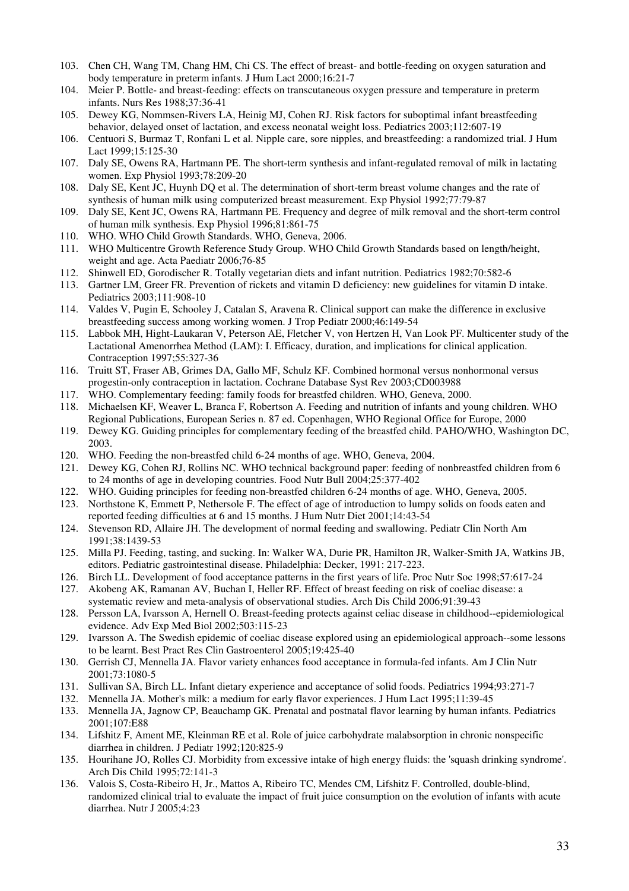103. Chen CH, Wang TM, Chang HM, Chi CS. The effect of breast- and bottle-feeding on oxygen saturation and body temperature in preterm infants. J Hum Lact 2000;16:21-7
104. Meier P. Bottle- and breast-feeding: effects on transcutaneous oxygen pressure and temperature in preterm infants. Nurs Res 1988;37:36-41
105. Dewey KG, Nommsen-Rivers LA, Heinig MJ, Cohen RJ. Risk factors for suboptimal infant breastfeeding behavior, delayed onset of lactation, and excess neonatal weight loss. Pediatrics 2003;112:607-19
106. Centuori S, Burmaz T, Ronfani L et al. Nipple care, sore nipples, and breastfeeding: a randomized trial. J Hum Lact 1999;15:125-30
107. Daly SE, Owens RA, Hartmann PE. The short-term synthesis and infant-regulated removal of milk in lactating women. Exp Physiol 1993;78:209-20
108. Daly SE, Kent JC, Huynh DQ et al. The determination of short-term breast volume changes and the rate of synthesis of human milk using computerized breast measurement. Exp Physiol 1992;77:79-87
109. Daly SE, Kent JC, Owens RA, Hartmann PE. Frequency and degree of milk removal and the short-term control of human milk synthesis. Exp Physiol 1996;81:861-75
110. WHO. WHO Child Growth Standards. WHO, Geneva, 2006.
111. WHO Multicentre Growth Reference Study Group. WHO Child Growth Standards based on length/height, weight and age. Acta Paediatr 2006;76-85
112. Shinwell ED, Gorodischer R. Totally vegetarian diets and infant nutrition. Pediatrics 1982;70:582-6
113. Gartner LM, Greer FR. Prevention of rickets and vitamin D deficiency: new guidelines for vitamin D intake. Pediatrics 2003;111:908-10
114. Valdes V, Pugin E, Schooley J, Catalan S, Aravena R. Clinical support can make the difference in exclusive breastfeeding success among working women. J Trop Pediatr 2000;46:149-54
115. Labbok MH, Hight-Laukaran V, Peterson AE, Fletcher V, von Hertzen H, Van Look PF. Multicenter study of the Lactational Amenorrhea Method (LAM): I. Efficacy, duration, and implications for clinical application. Contraception 1997;55:327-36
116. Truitt ST, Fraser AB, Grimes DA, Gallo MF, Schulz KF. Combined hormonal versus nonhormonal versus progestin-only contraception in lactation. Cochrane Database Syst Rev 2003;CD003988
117. WHO. Complementary feeding: family foods for breastfed children. WHO, Geneva, 2000.
118. Michaelsen KF, Weaver L, Branca F, Robertson A. Feeding and nutrition of infants and young children. WHO Regional Publications, European Series n. 87 ed. Copenhagen, WHO Regional Office for Europe, 2000
119. Dewey KG. Guiding principles for complementary feeding of the breastfed child. PAHO/WHO, Washington DC, 2003.
120. WHO. Feeding the non-breastfed child 6-24 months of age. WHO, Geneva, 2004.
121. Dewey KG, Cohen RJ, Rollins NC. WHO technical background paper: feeding of nonbreastfed children from 6 to 24 months of age in developing countries. Food Nutr Bull 2004;25:377-402
122. WHO. Guiding principles for feeding non-breastfed children 6-24 months of age. WHO, Geneva, 2005.
123. Northstone K, Emmett P, Nethersole F. The effect of age of introduction to lumpy solids on foods eaten and reported feeding difficulties at 6 and 15 months. J Hum Nutr Diet 2001;14:43-54
124. Stevenson RD, Allaire JH. The development of normal feeding and swallowing. Pediatr Clin North Am 1991;38:1439-53
125. Milla PJ. Feeding, tasting, and sucking. In: Walker WA, Durie PR, Hamilton JR, Walker-Smith JA, Watkins JB, editors. Pediatric gastrointestinal disease. Philadelphia: Decker, 1991: 217-223.
126. Birch LL. Development of food acceptance patterns in the first years of life. Proc Nutr Soc 1998;57:617-24
127. Akobeng AK, Ramanan AV, Buchan I, Heller RF. Effect of breast feeding on risk of coeliac disease: a systematic review and meta-analysis of observational studies. Arch Dis Child 2006;91:39-43
128. Persson LA, Ivarsson A, Hernell O. Breast-feeding protects against celiac disease in childhood--epidemiological evidence. Adv Exp Med Biol 2002;503:115-23
129. Ivarsson A. The Swedish epidemic of coeliac disease explored using an epidemiological approach--some lessons to be learnt. Best Pract Res Clin Gastroenterol 2005;19:425-40
130. Gerrish CJ, Mennella JA. Flavor variety enhances food acceptance in formula-fed infants. Am J Clin Nutr 2001;73:1080-5
131. Sullivan SA, Birch LL. Infant dietary experience and acceptance of solid foods. Pediatrics 1994;93:271-7
132. Mennella JA. Mother's milk: a medium for early flavor experiences. J Hum Lact 1995;11:39-45
133. Mennella JA, Jagnow CP, Beauchamp GK. Prenatal and postnatal flavor learning by human infants. Pediatrics 2001;107:E88
134. Lifshitz F, Ament ME, Kleinman RE et al. Role of juice carbohydrate malabsorption in chronic nonspecific diarrhea in children. J Pediatr 1992;120:825-9
135. Hourihane JO, Rolles CJ. Morbidity from excessive intake of high energy fluids: the 'squash drinking syndrome'. Arch Dis Child 1995;72:141-3
136. Valois S, Costa-Ribeiro H, Jr., Mattos A, Ribeiro TC, Mendes CM, Lifshitz F. Controlled, double-blind, randomized clinical trial to evaluate the impact of fruit juice consumption on the evolution of infants with acute diarrhea. Nutr J 2005;4:23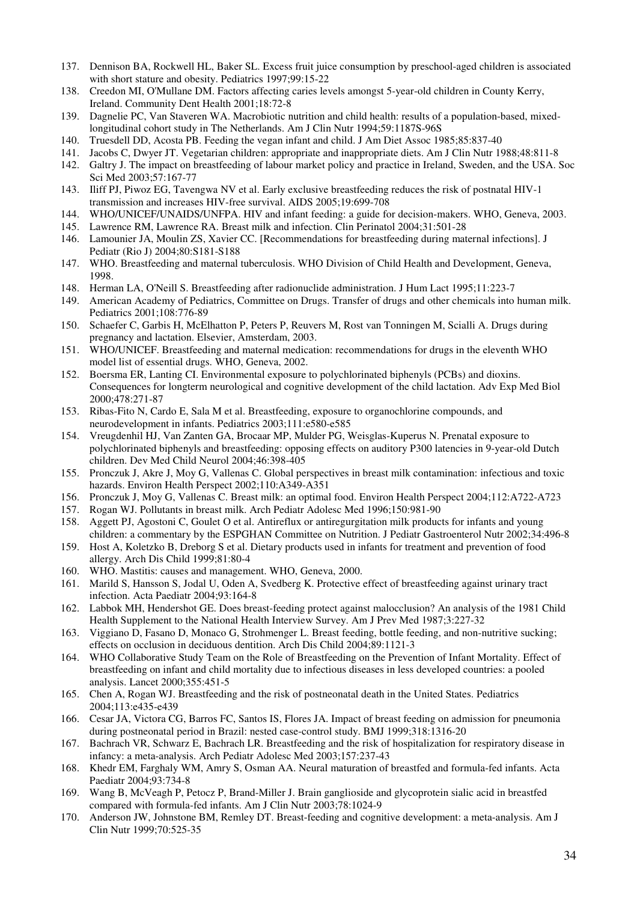137. Dennison BA, Rockwell HL, Baker SL. Excess fruit juice consumption by preschool-aged children is associated with short stature and obesity. Pediatrics 1997;99:15-22
138. Creedon MI, O'Mullane DM. Factors affecting caries levels amongst 5-year-old children in County Kerry, Ireland. Community Dent Health 2001;18:72-8
139. Dagnelie PC, Van Staveren WA. Macrobiotic nutrition and child health: results of a population-based, mixed-longitudinal cohort study in The Netherlands. Am J Clin Nutr 1994;59:1187S-96S
140. Truesdell DD, Acosta PB. Feeding the vegan infant and child. J Am Diet Assoc 1985;85:837-40
141. Jacobs C, Dwyer JT. Vegetarian children: appropriate and inappropriate diets. Am J Clin Nutr 1988;48:811-8
142. Galtry J. The impact on breastfeeding of labour market policy and practice in Ireland, Sweden, and the USA. Soc Sci Med 2003;57:167-77
143. Iliff PJ, Piwoz EG, Tavengwa NV et al. Early exclusive breastfeeding reduces the risk of postnatal HIV-1 transmission and increases HIV-free survival. AIDS 2005;19:699-708
144. WHO/UNICEF/UNAIDS/UNFPA. HIV and infant feeding: a guide for decision-makers. WHO, Geneva, 2003.
145. Lawrence RM, Lawrence RA. Breast milk and infection. Clin Perinatol 2004;31:501-28
146. Lamounier JA, Moulin ZS, Xavier CC. [Recommendations for breastfeeding during maternal infections]. J Pediatr (Rio J) 2004;80:S181-S188
147. WHO. Breastfeeding and maternal tuberculosis. WHO Division of Child Health and Development, Geneva, 1998.
148. Herman LA, O'Neill S. Breastfeeding after radionuclide administration. J Hum Lact 1995;11:223-7
149. American Academy of Pediatrics, Committee on Drugs. Transfer of drugs and other chemicals into human milk. Pediatrics 2001;108:776-89
150. Schaefer C, Garbis H, McElhatton P, Peters P, Reuvers M, Rost van Tonningen M, Scialli A. Drugs during pregnancy and lactation. Elsevier, Amsterdam, 2003.
151. WHO/UNICEF. Breastfeeding and maternal medication: recommendations for drugs in the eleventh WHO model list of essential drugs. WHO, Geneva, 2002.
152. Boersma ER, Lanting CI. Environmental exposure to polychlorinated biphenyls (PCBs) and dioxins. Consequences for longterm neurological and cognitive development of the child lactation. Adv Exp Med Biol 2000;478:271-87
153. Ribas-Fito N, Cardo E, Sala M et al. Breastfeeding, exposure to organochlorine compounds, and neurodevelopment in infants. Pediatrics 2003;111:e580-e585
154. Vreugdenhil HJ, Van Zanten GA, Brocaar MP, Mulder PG, Weisglas-Kuperus N. Prenatal exposure to polychlorinated biphenyls and breastfeeding: opposing effects on auditory P300 latencies in 9-year-old Dutch children. Dev Med Child Neurol 2004;46:398-405
155. Pronczuk J, Akre J, Moy G, Vallenas C. Global perspectives in breast milk contamination: infectious and toxic hazards. Environ Health Perspect 2002;110:A349-A351
156. Pronczuk J, Moy G, Vallenas C. Breast milk: an optimal food. Environ Health Perspect 2004;112:A722-A723
157. Rogan WJ. Pollutants in breast milk. Arch Pediatr Adolesc Med 1996;150:981-90
158. Aggett PJ, Agostoni C, Goulet O et al. Antireflux or antiregurgitation milk products for infants and young children: a commentary by the ESPGHAN Committee on Nutrition. J Pediatr Gastroenterol Nutr 2002;34:496-8
159. Host A, Koletzko B, Dreborg S et al. Dietary products used in infants for treatment and prevention of food allergy. Arch Dis Child 1999;81:80-4
160. WHO. Mastitis: causes and management. WHO, Geneva, 2000.
161. Marild S, Hansson S, Jodal U, Oden A, Svedberg K. Protective effect of breastfeeding against urinary tract infection. Acta Paediatr 2004;93:164-8
162. Labbok MH, Hendershot GE. Does breast-feeding protect against malocclusion? An analysis of the 1981 Child Health Supplement to the National Health Interview Survey. Am J Prev Med 1987;3:227-32
163. Viggiano D, Fasano D, Monaco G, Strohmenger L. Breast feeding, bottle feeding, and non-nutritive sucking; effects on occlusion in deciduous dentition. Arch Dis Child 2004;89:1121-3
164. WHO Collaborative Study Team on the Role of Breastfeeding on the Prevention of Infant Mortality. Effect of breastfeeding on infant and child mortality due to infectious diseases in less developed countries: a pooled analysis. Lancet 2000;355:451-5
165. Chen A, Rogan WJ. Breastfeeding and the risk of postneonatal death in the United States. Pediatrics 2004;113:e435-e439
166. Cesar JA, Victora CG, Barros FC, Santos IS, Flores JA. Impact of breast feeding on admission for pneumonia during postneonatal period in Brazil: nested case-control study. BMJ 1999;318:1316-20
167. Bachrach VR, Schwarz E, Bachrach LR. Breastfeeding and the risk of hospitalization for respiratory disease in infancy: a meta-analysis. Arch Pediatr Adolesc Med 2003;157:237-43
168. Khedr EM, Farghaly WM, Amry S, Osman AA. Neural maturation of breastfed and formula-fed infants. Acta Paediatr 2004;93:734-8
169. Wang B, McVeagh P, Petocz P, Brand-Miller J. Brain ganglioside and glycoprotein sialic acid in breastfed compared with formula-fed infants. Am J Clin Nutr 2003;78:1024-9
170. Anderson JW, Johnstone BM, Remley DT. Breast-feeding and cognitive development: a meta-analysis. Am J Clin Nutr 1999;70:525-35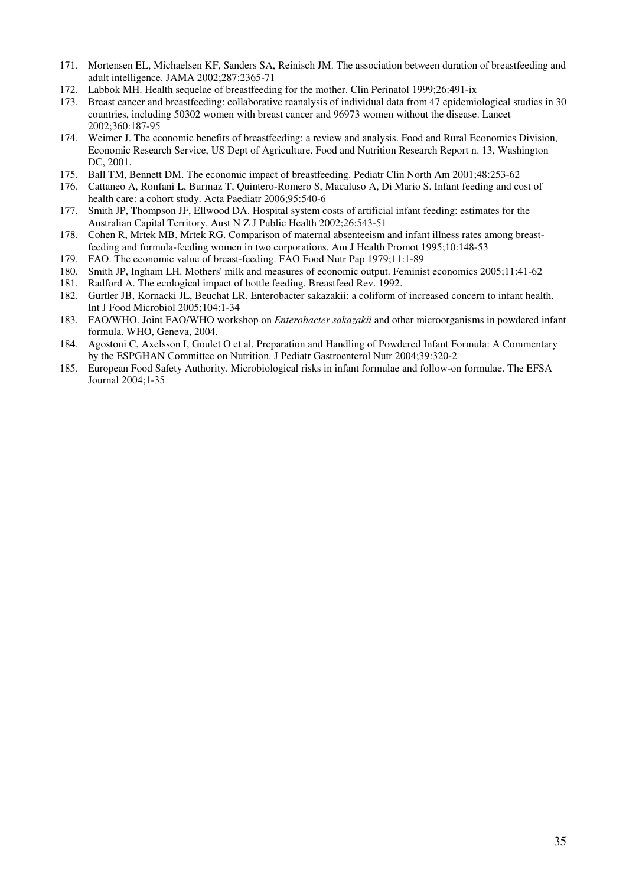171. Mortensen EL, Michaelsen KF, Sanders SA, Reinisch JM. The association between duration of breastfeeding and adult intelligence. JAMA 2002;287:2365-71
172. Labbok MH. Health sequelae of breastfeeding for the mother. Clin Perinatol 1999;26:491-ix
173. Breast cancer and breastfeeding: collaborative reanalysis of individual data from 47 epidemiological studies in 30 countries, including 50302 women with breast cancer and 96973 women without the disease. Lancet 2002;360:187-95
174. Weimer J. The economic benefits of breastfeeding: a review and analysis. Food and Rural Economics Division, Economic Research Service, US Dept of Agriculture. Food and Nutrition Research Report n. 13, Washington DC, 2001.
175. Ball TM, Bennett DM. The economic impact of breastfeeding. Pediatr Clin North Am 2001;48:253-62
176. Cattaneo A, Ronfani L, Burmaz T, Quintero-Romero S, Macaluso A, Di Mario S. Infant feeding and cost of health care: a cohort study. Acta Paediatr 2006;95:540-6
177. Smith JP, Thompson JF, Ellwood DA. Hospital system costs of artificial infant feeding: estimates for the Australian Capital Territory. Aust N Z J Public Health 2002;26:543-51
178. Cohen R, Mrtek MB, Mrtek RG. Comparison of maternal absenteeism and infant illness rates among breast-feeding and formula-feeding women in two corporations. Am J Health Promot 1995;10:148-53
179. FAO. The economic value of breast-feeding. FAO Food Nutr Pap 1979;11:1-89
180. Smith JP, Ingham LH. Mothers' milk and measures of economic output. Feminist economics 2005;11:41-62
181. Radford A. The ecological impact of bottle feeding. Breastfeed Rev. 1992.
182. Gurtler JB, Kornacki JL, Beuchat LR. Enterobacter sakazakii: a coliform of increased concern to infant health. Int J Food Microbiol 2005;104:1-34
183. FAO/WHO. Joint FAO/WHO workshop on *Enterobacter sakazakii* and other microorganisms in powdered infant formula. WHO, Geneva, 2004.
184. Agostoni C, Axelsson I, Goulet O et al. Preparation and Handling of Powdered Infant Formula: A Commentary by the ESPGHAN Committee on Nutrition. J Pediatr Gastroenterol Nutr 2004;39:320-2
185. European Food Safety Authority. Microbiological risks in infant formulae and follow-on formulae. The EFSA Journal 2004;1-35